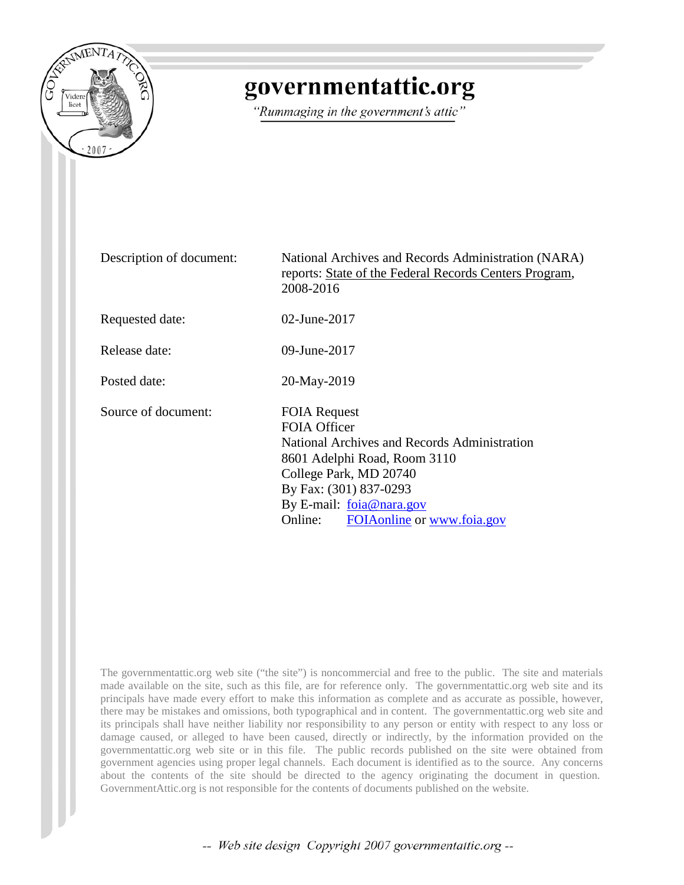# governmentattic.org

*"Rummaging in the government's attic"*

| | |
|---|---|
| Description of document: | National Archives and Records Administration (NARA) reports: State of the Federal Records Centers Program, 2008-2016 |
| Requested date: | 02-June-2017 |
| Release date: | 09-June-2017 |
| Posted date: | 20-May-2019 |
| Source of document: | FOIA Request<br>FOIA Officer<br>National Archives and Records Administration<br>8601 Adelphi Road, Room 3110<br>College Park, MD 20740<br>By Fax: (301) 837-0293<br>By E-mail: foia@nara.gov<br>Online: FOIAonline or www.foia.gov |

The governmentattic.org web site ("the site") is noncommercial and free to the public. The site and materials made available on the site, such as this file, are for reference only. The governmentattic.org web site and its principals have made every effort to make this information as complete and as accurate as possible, however, there may be mistakes and omissions, both typographical and in content. The governmentattic.org web site and its principals shall have neither liability nor responsibility to any person or entity with respect to any loss or damage caused, or alleged to have been caused, directly or indirectly, by the information provided on the governmentattic.org web site or in this file. The public records published on the site were obtained from government agencies using proper legal channels. Each document is identified as to the source. Any concerns about the contents of the site should be directed to the agency originating the document in question. GovernmentAttic.org is not responsible for the contents of documents published on the website.

-- Web site design Copyright 2007 governmentattic.org --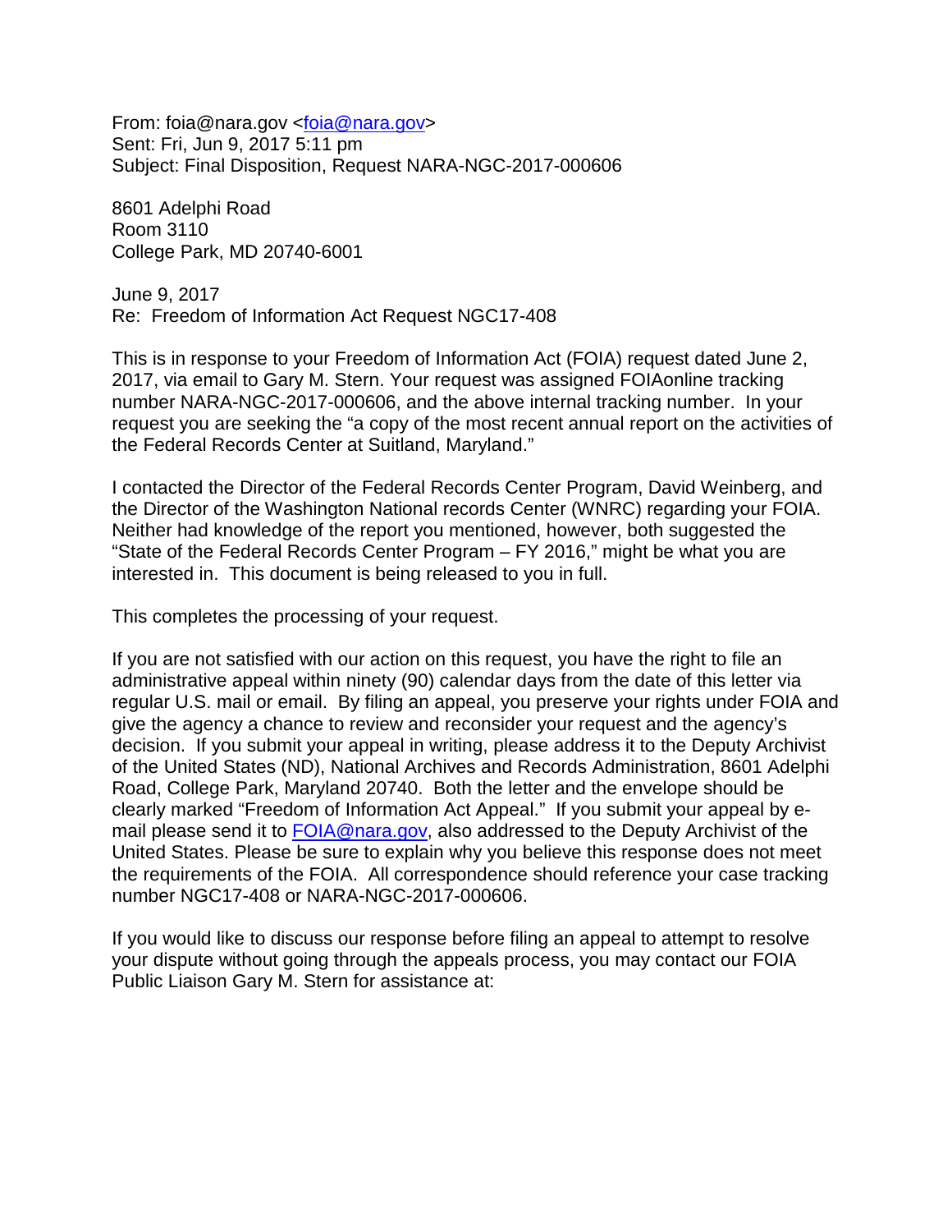From: foia@nara.gov <foia@nara.gov>
Sent: Fri, Jun 9, 2017 5:11 pm
Subject: Final Disposition, Request NARA-NGC-2017-000606

8601 Adelphi Road
Room 3110
College Park, MD 20740-6001

June 9, 2017
Re: Freedom of Information Act Request NGC17-408

This is in response to your Freedom of Information Act (FOIA) request dated June 2, 2017, via email to Gary M. Stern. Your request was assigned FOIAonline tracking number NARA-NGC-2017-000606, and the above internal tracking number. In your request you are seeking the "a copy of the most recent annual report on the activities of the Federal Records Center at Suitland, Maryland."

I contacted the Director of the Federal Records Center Program, David Weinberg, and the Director of the Washington National records Center (WNRC) regarding your FOIA. Neither had knowledge of the report you mentioned, however, both suggested the "State of the Federal Records Center Program – FY 2016," might be what you are interested in. This document is being released to you in full.

This completes the processing of your request.

If you are not satisfied with our action on this request, you have the right to file an administrative appeal within ninety (90) calendar days from the date of this letter via regular U.S. mail or email. By filing an appeal, you preserve your rights under FOIA and give the agency a chance to review and reconsider your request and the agency's decision. If you submit your appeal in writing, please address it to the Deputy Archivist of the United States (ND), National Archives and Records Administration, 8601 Adelphi Road, College Park, Maryland 20740. Both the letter and the envelope should be clearly marked "Freedom of Information Act Appeal." If you submit your appeal by e-mail please send it to FOIA@nara.gov, also addressed to the Deputy Archivist of the United States. Please be sure to explain why you believe this response does not meet the requirements of the FOIA. All correspondence should reference your case tracking number NGC17-408 or NARA-NGC-2017-000606.

If you would like to discuss our response before filing an appeal to attempt to resolve your dispute without going through the appeals process, you may contact our FOIA Public Liaison Gary M. Stern for assistance at: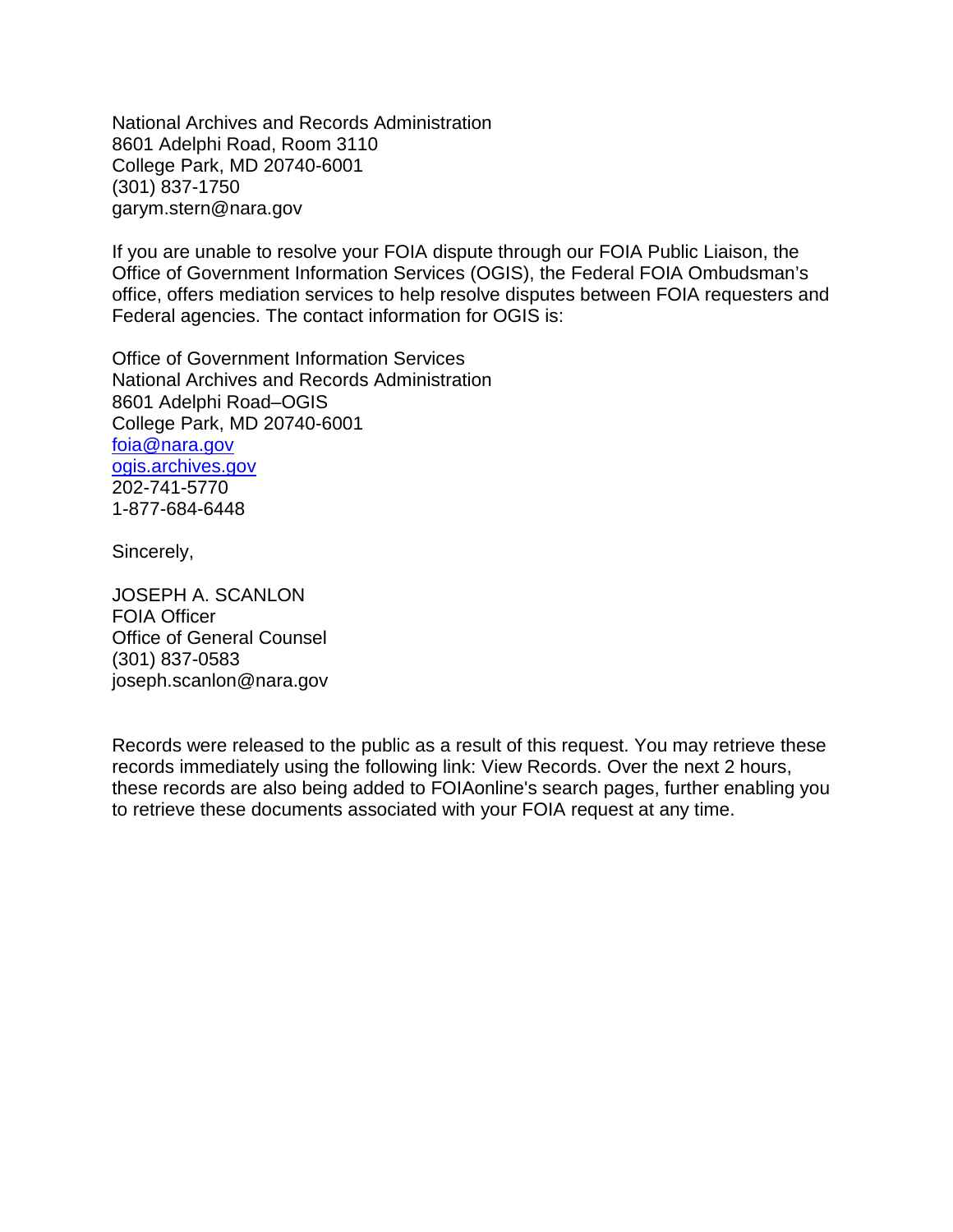National Archives and Records Administration
8601 Adelphi Road, Room 3110
College Park, MD 20740-6001
(301) 837-1750
garym.stern@nara.gov

If you are unable to resolve your FOIA dispute through our FOIA Public Liaison, the Office of Government Information Services (OGIS), the Federal FOIA Ombudsman's office, offers mediation services to help resolve disputes between FOIA requesters and Federal agencies. The contact information for OGIS is:

Office of Government Information Services
National Archives and Records Administration
8601 Adelphi Road–OGIS
College Park, MD 20740-6001
[foia@nara.gov](mailto:foia@nara.gov)
[ogis.archives.gov](ogis.archives.gov)
202-741-5770
1-877-684-6448

Sincerely,

JOSEPH A. SCANLON
FOIA Officer
Office of General Counsel
(301) 837-0583
joseph.scanlon@nara.gov

Records were released to the public as a result of this request. You may retrieve these records immediately using the following link: View Records. Over the next 2 hours, these records are also being added to FOIAonline's search pages, further enabling you to retrieve these documents associated with your FOIA request at any time.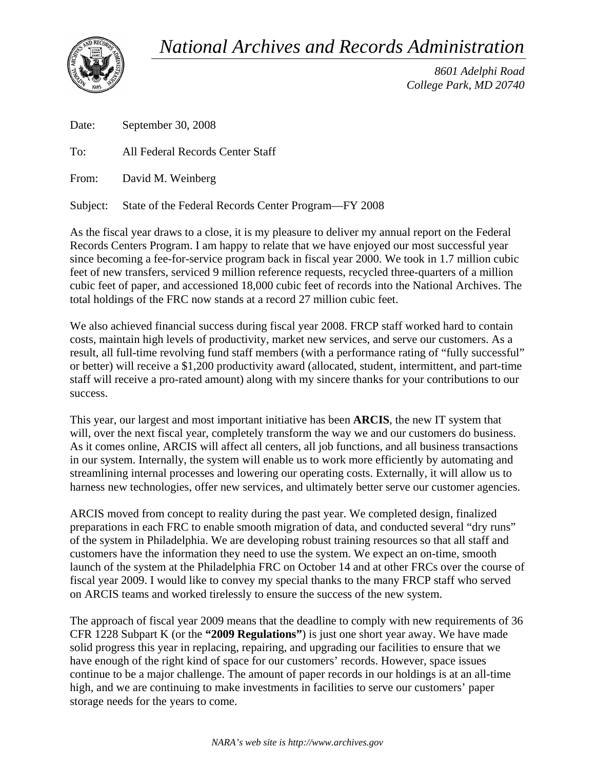# *National Archives and Records Administration*

*8601 Adelphi Road*
*College Park, MD 20740*

Date: September 30, 2008

To: All Federal Records Center Staff

From: David M. Weinberg

Subject: State of the Federal Records Center Program—FY 2008

As the fiscal year draws to a close, it is my pleasure to deliver my annual report on the Federal Records Centers Program. I am happy to relate that we have enjoyed our most successful year since becoming a fee-for-service program back in fiscal year 2000. We took in 1.7 million cubic feet of new transfers, serviced 9 million reference requests, recycled three-quarters of a million cubic feet of paper, and accessioned 18,000 cubic feet of records into the National Archives. The total holdings of the FRC now stands at a record 27 million cubic feet.

We also achieved financial success during fiscal year 2008. FRCP staff worked hard to contain costs, maintain high levels of productivity, market new services, and serve our customers. As a result, all full-time revolving fund staff members (with a performance rating of "fully successful" or better) will receive a $1,200 productivity award (allocated, student, intermittent, and part-time staff will receive a pro-rated amount) along with my sincere thanks for your contributions to our success.

This year, our largest and most important initiative has been **ARCIS**, the new IT system that will, over the next fiscal year, completely transform the way we and our customers do business. As it comes online, ARCIS will affect all centers, all job functions, and all business transactions in our system. Internally, the system will enable us to work more efficiently by automating and streamlining internal processes and lowering our operating costs. Externally, it will allow us to harness new technologies, offer new services, and ultimately better serve our customer agencies.

ARCIS moved from concept to reality during the past year. We completed design, finalized preparations in each FRC to enable smooth migration of data, and conducted several "dry runs" of the system in Philadelphia. We are developing robust training resources so that all staff and customers have the information they need to use the system. We expect an on-time, smooth launch of the system at the Philadelphia FRC on October 14 and at other FRCs over the course of fiscal year 2009. I would like to convey my special thanks to the many FRCP staff who served on ARCIS teams and worked tirelessly to ensure the success of the new system.

The approach of fiscal year 2009 means that the deadline to comply with new requirements of 36 CFR 1228 Subpart K (or the **"2009 Regulations"**) is just one short year away. We have made solid progress this year in replacing, repairing, and upgrading our facilities to ensure that we have enough of the right kind of space for our customers' records. However, space issues continue to be a major challenge. The amount of paper records in our holdings is at an all-time high, and we are continuing to make investments in facilities to serve our customers' paper storage needs for the years to come.

*NARA's web site is http://www.archives.gov*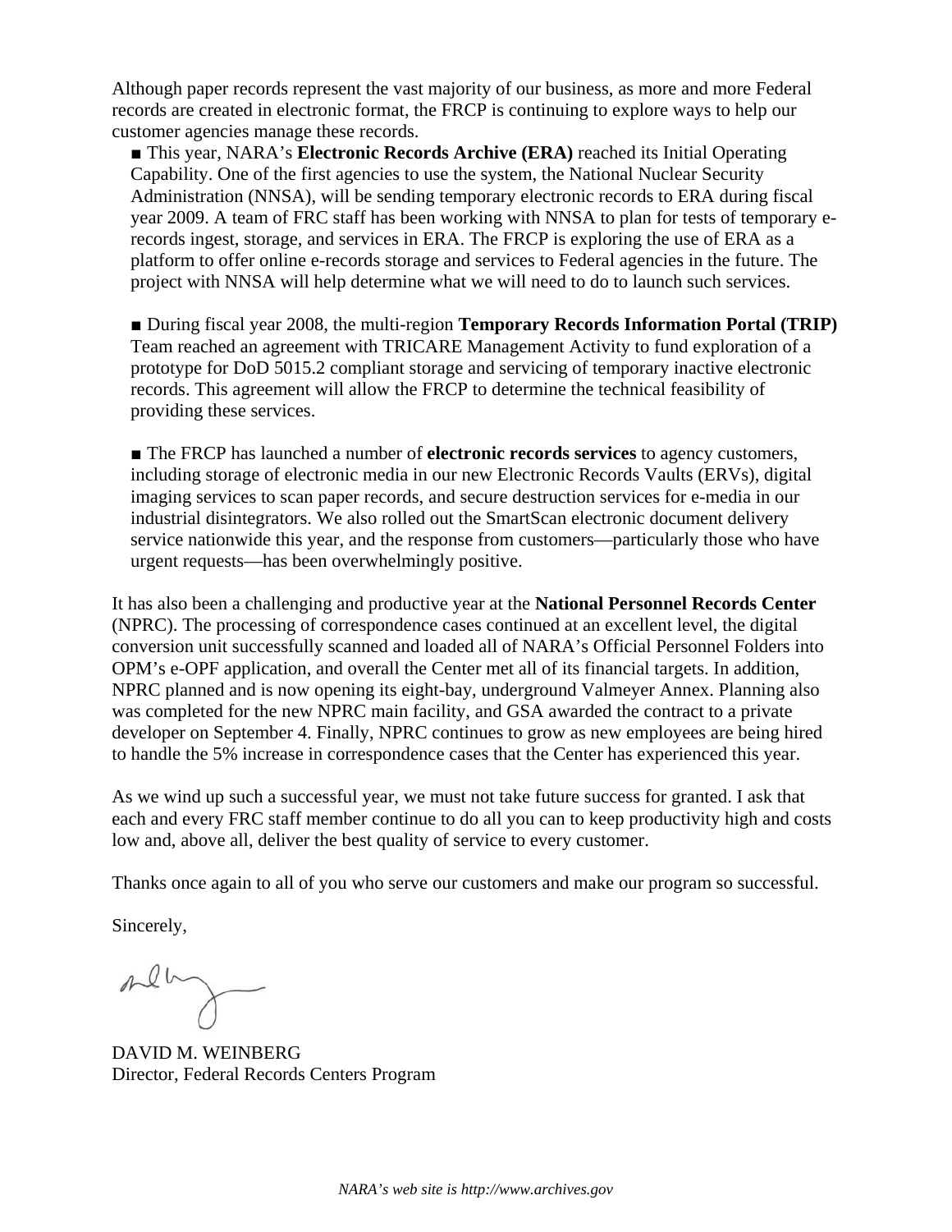Although paper records represent the vast majority of our business, as more and more Federal records are created in electronic format, the FRCP is continuing to explore ways to help our customer agencies manage these records.

■ This year, NARA's **Electronic Records Archive (ERA)** reached its Initial Operating Capability. One of the first agencies to use the system, the National Nuclear Security Administration (NNSA), will be sending temporary electronic records to ERA during fiscal year 2009. A team of FRC staff has been working with NNSA to plan for tests of temporary e-records ingest, storage, and services in ERA. The FRCP is exploring the use of ERA as a platform to offer online e-records storage and services to Federal agencies in the future. The project with NNSA will help determine what we will need to do to launch such services.

■ During fiscal year 2008, the multi-region **Temporary Records Information Portal (TRIP)** Team reached an agreement with TRICARE Management Activity to fund exploration of a prototype for DoD 5015.2 compliant storage and servicing of temporary inactive electronic records. This agreement will allow the FRCP to determine the technical feasibility of providing these services.

■ The FRCP has launched a number of **electronic records services** to agency customers, including storage of electronic media in our new Electronic Records Vaults (ERVs), digital imaging services to scan paper records, and secure destruction services for e-media in our industrial disintegrators. We also rolled out the SmartScan electronic document delivery service nationwide this year, and the response from customers—particularly those who have urgent requests—has been overwhelmingly positive.

It has also been a challenging and productive year at the **National Personnel Records Center** (NPRC). The processing of correspondence cases continued at an excellent level, the digital conversion unit successfully scanned and loaded all of NARA's Official Personnel Folders into OPM's e-OPF application, and overall the Center met all of its financial targets. In addition, NPRC planned and is now opening its eight-bay, underground Valmeyer Annex. Planning also was completed for the new NPRC main facility, and GSA awarded the contract to a private developer on September 4. Finally, NPRC continues to grow as new employees are being hired to handle the 5% increase in correspondence cases that the Center has experienced this year.

As we wind up such a successful year, we must not take future success for granted. I ask that each and every FRC staff member continue to do all you can to keep productivity high and costs low and, above all, deliver the best quality of service to every customer.

Thanks once again to all of you who serve our customers and make our program so successful.

Sincerely,

DAVID M. WEINBERG
Director, Federal Records Centers Program

*NARA's web site is http://www.archives.gov*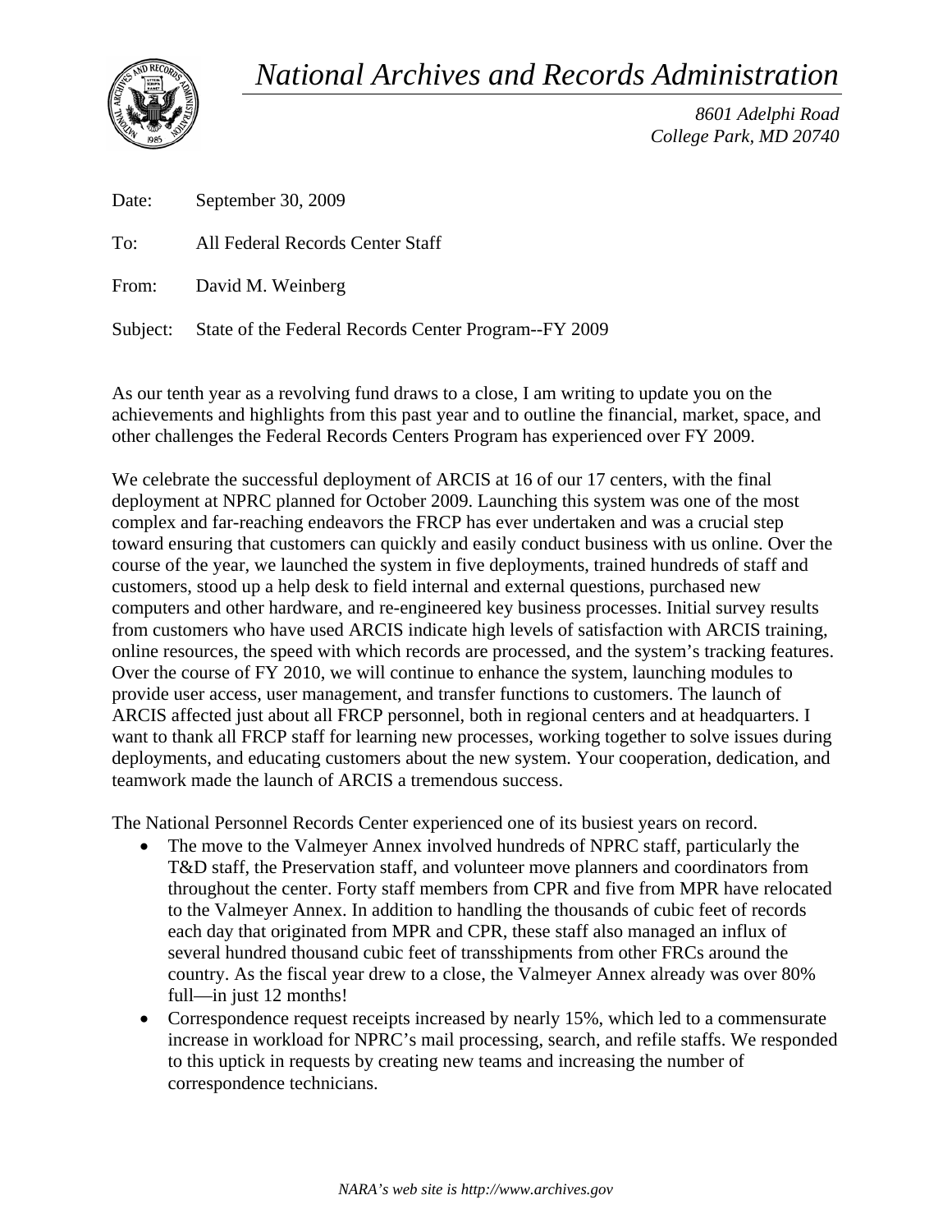# *National Archives and Records Administration*

*8601 Adelphi Road*
*College Park, MD 20740*

Date: September 30, 2009

To: All Federal Records Center Staff

From: David M. Weinberg

Subject: State of the Federal Records Center Program--FY 2009

As our tenth year as a revolving fund draws to a close, I am writing to update you on the achievements and highlights from this past year and to outline the financial, market, space, and other challenges the Federal Records Centers Program has experienced over FY 2009.

We celebrate the successful deployment of ARCIS at 16 of our 17 centers, with the final deployment at NPRC planned for October 2009. Launching this system was one of the most complex and far-reaching endeavors the FRCP has ever undertaken and was a crucial step toward ensuring that customers can quickly and easily conduct business with us online. Over the course of the year, we launched the system in five deployments, trained hundreds of staff and customers, stood up a help desk to field internal and external questions, purchased new computers and other hardware, and re-engineered key business processes. Initial survey results from customers who have used ARCIS indicate high levels of satisfaction with ARCIS training, online resources, the speed with which records are processed, and the system's tracking features. Over the course of FY 2010, we will continue to enhance the system, launching modules to provide user access, user management, and transfer functions to customers. The launch of ARCIS affected just about all FRCP personnel, both in regional centers and at headquarters. I want to thank all FRCP staff for learning new processes, working together to solve issues during deployments, and educating customers about the new system. Your cooperation, dedication, and teamwork made the launch of ARCIS a tremendous success.

The National Personnel Records Center experienced one of its busiest years on record.

- The move to the Valmeyer Annex involved hundreds of NPRC staff, particularly the T&D staff, the Preservation staff, and volunteer move planners and coordinators from throughout the center. Forty staff members from CPR and five from MPR have relocated to the Valmeyer Annex. In addition to handling the thousands of cubic feet of records each day that originated from MPR and CPR, these staff also managed an influx of several hundred thousand cubic feet of transshipments from other FRCs around the country. As the fiscal year drew to a close, the Valmeyer Annex already was over 80% full—in just 12 months!
- Correspondence request receipts increased by nearly 15%, which led to a commensurate increase in workload for NPRC's mail processing, search, and refile staffs. We responded to this uptick in requests by creating new teams and increasing the number of correspondence technicians.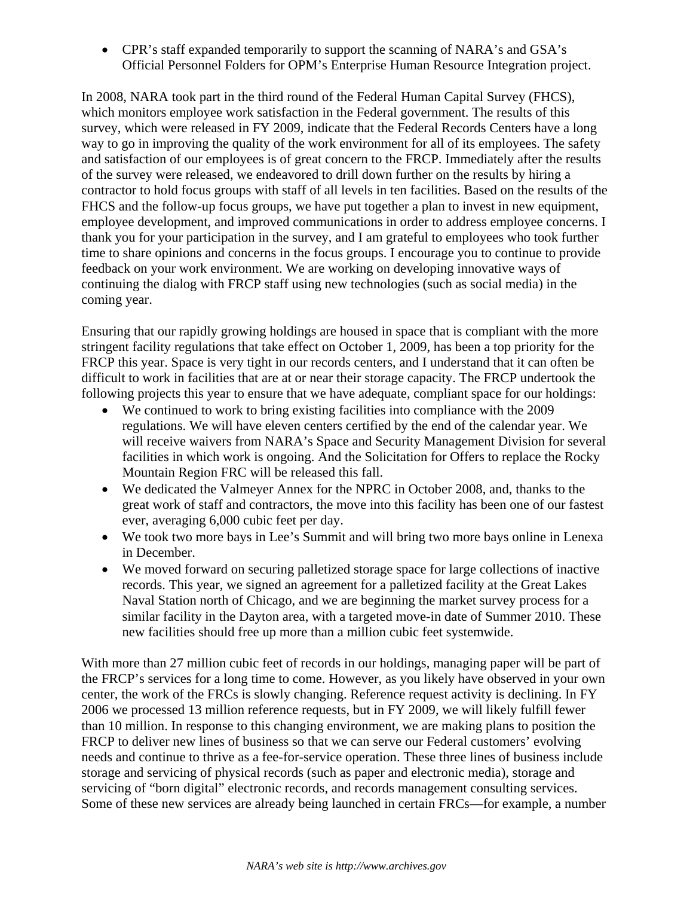- CPR's staff expanded temporarily to support the scanning of NARA's and GSA's Official Personnel Folders for OPM's Enterprise Human Resource Integration project.

In 2008, NARA took part in the third round of the Federal Human Capital Survey (FHCS), which monitors employee work satisfaction in the Federal government. The results of this survey, which were released in FY 2009, indicate that the Federal Records Centers have a long way to go in improving the quality of the work environment for all of its employees. The safety and satisfaction of our employees is of great concern to the FRCP. Immediately after the results of the survey were released, we endeavored to drill down further on the results by hiring a contractor to hold focus groups with staff of all levels in ten facilities. Based on the results of the FHCS and the follow-up focus groups, we have put together a plan to invest in new equipment, employee development, and improved communications in order to address employee concerns. I thank you for your participation in the survey, and I am grateful to employees who took further time to share opinions and concerns in the focus groups. I encourage you to continue to provide feedback on your work environment. We are working on developing innovative ways of continuing the dialog with FRCP staff using new technologies (such as social media) in the coming year.

Ensuring that our rapidly growing holdings are housed in space that is compliant with the more stringent facility regulations that take effect on October 1, 2009, has been a top priority for the FRCP this year. Space is very tight in our records centers, and I understand that it can often be difficult to work in facilities that are at or near their storage capacity. The FRCP undertook the following projects this year to ensure that we have adequate, compliant space for our holdings:

- We continued to work to bring existing facilities into compliance with the 2009 regulations. We will have eleven centers certified by the end of the calendar year. We will receive waivers from NARA's Space and Security Management Division for several facilities in which work is ongoing. And the Solicitation for Offers to replace the Rocky Mountain Region FRC will be released this fall.
- We dedicated the Valmeyer Annex for the NPRC in October 2008, and, thanks to the great work of staff and contractors, the move into this facility has been one of our fastest ever, averaging 6,000 cubic feet per day.
- We took two more bays in Lee's Summit and will bring two more bays online in Lenexa in December.
- We moved forward on securing palletized storage space for large collections of inactive records. This year, we signed an agreement for a palletized facility at the Great Lakes Naval Station north of Chicago, and we are beginning the market survey process for a similar facility in the Dayton area, with a targeted move-in date of Summer 2010. These new facilities should free up more than a million cubic feet systemwide.

With more than 27 million cubic feet of records in our holdings, managing paper will be part of the FRCP's services for a long time to come. However, as you likely have observed in your own center, the work of the FRCs is slowly changing. Reference request activity is declining. In FY 2006 we processed 13 million reference requests, but in FY 2009, we will likely fulfill fewer than 10 million. In response to this changing environment, we are making plans to position the FRCP to deliver new lines of business so that we can serve our Federal customers' evolving needs and continue to thrive as a fee-for-service operation. These three lines of business include storage and servicing of physical records (such as paper and electronic media), storage and servicing of "born digital" electronic records, and records management consulting services. Some of these new services are already being launched in certain FRCs—for example, a number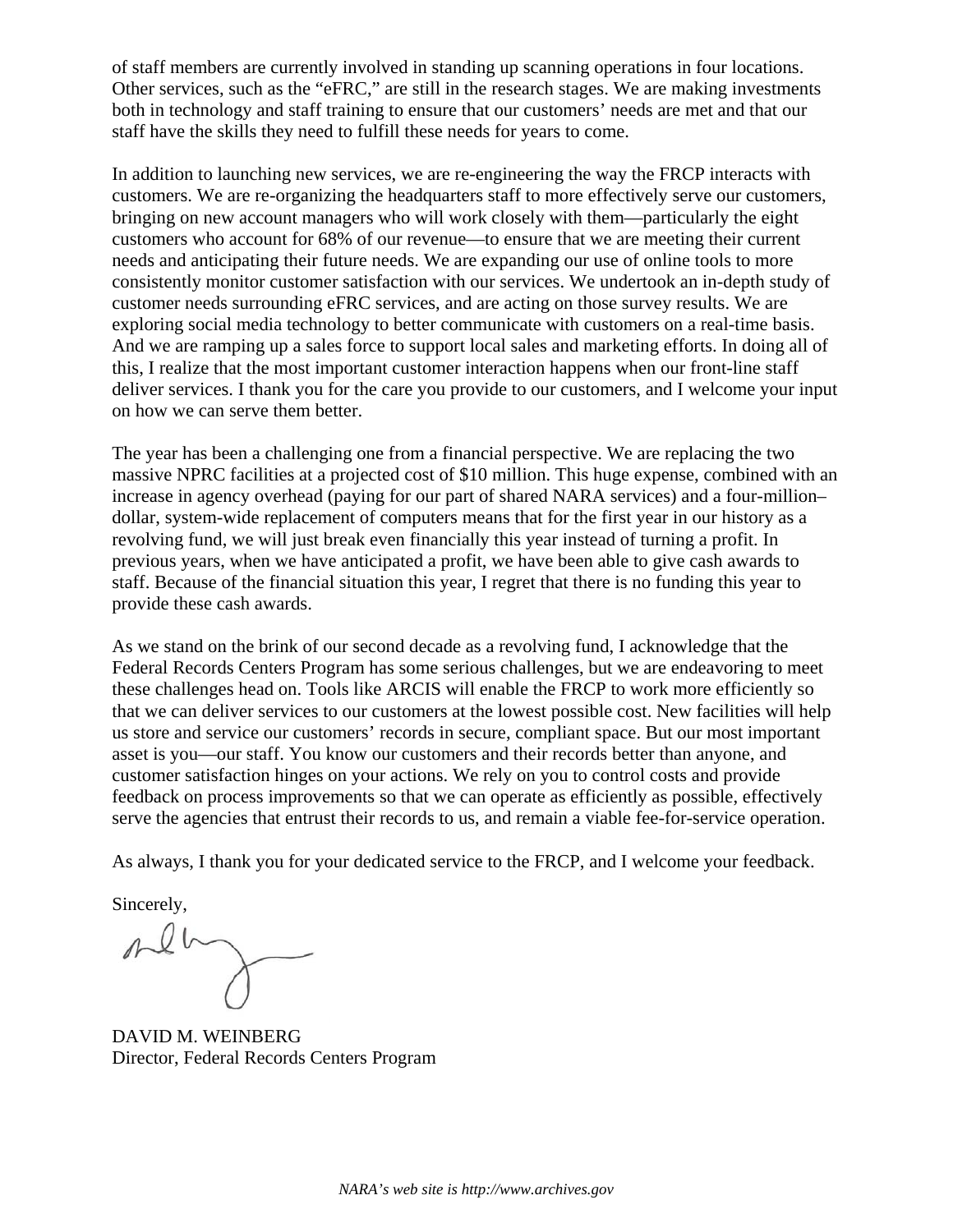of staff members are currently involved in standing up scanning operations in four locations. Other services, such as the "eFRC," are still in the research stages. We are making investments both in technology and staff training to ensure that our customers' needs are met and that our staff have the skills they need to fulfill these needs for years to come.

In addition to launching new services, we are re-engineering the way the FRCP interacts with customers. We are re-organizing the headquarters staff to more effectively serve our customers, bringing on new account managers who will work closely with them—particularly the eight customers who account for 68% of our revenue—to ensure that we are meeting their current needs and anticipating their future needs. We are expanding our use of online tools to more consistently monitor customer satisfaction with our services. We undertook an in-depth study of customer needs surrounding eFRC services, and are acting on those survey results. We are exploring social media technology to better communicate with customers on a real-time basis. And we are ramping up a sales force to support local sales and marketing efforts. In doing all of this, I realize that the most important customer interaction happens when our front-line staff deliver services. I thank you for the care you provide to our customers, and I welcome your input on how we can serve them better.

The year has been a challenging one from a financial perspective. We are replacing the two massive NPRC facilities at a projected cost of $10 million. This huge expense, combined with an increase in agency overhead (paying for our part of shared NARA services) and a four-million–dollar, system-wide replacement of computers means that for the first year in our history as a revolving fund, we will just break even financially this year instead of turning a profit. In previous years, when we have anticipated a profit, we have been able to give cash awards to staff. Because of the financial situation this year, I regret that there is no funding this year to provide these cash awards.

As we stand on the brink of our second decade as a revolving fund, I acknowledge that the Federal Records Centers Program has some serious challenges, but we are endeavoring to meet these challenges head on. Tools like ARCIS will enable the FRCP to work more efficiently so that we can deliver services to our customers at the lowest possible cost. New facilities will help us store and service our customers' records in secure, compliant space. But our most important asset is you—our staff. You know our customers and their records better than anyone, and customer satisfaction hinges on your actions. We rely on you to control costs and provide feedback on process improvements so that we can operate as efficiently as possible, effectively serve the agencies that entrust their records to us, and remain a viable fee-for-service operation.

As always, I thank you for your dedicated service to the FRCP, and I welcome your feedback.

Sincerely,

DAVID M. WEINBERG
Director, Federal Records Centers Program

*NARA's web site is http://www.archives.gov*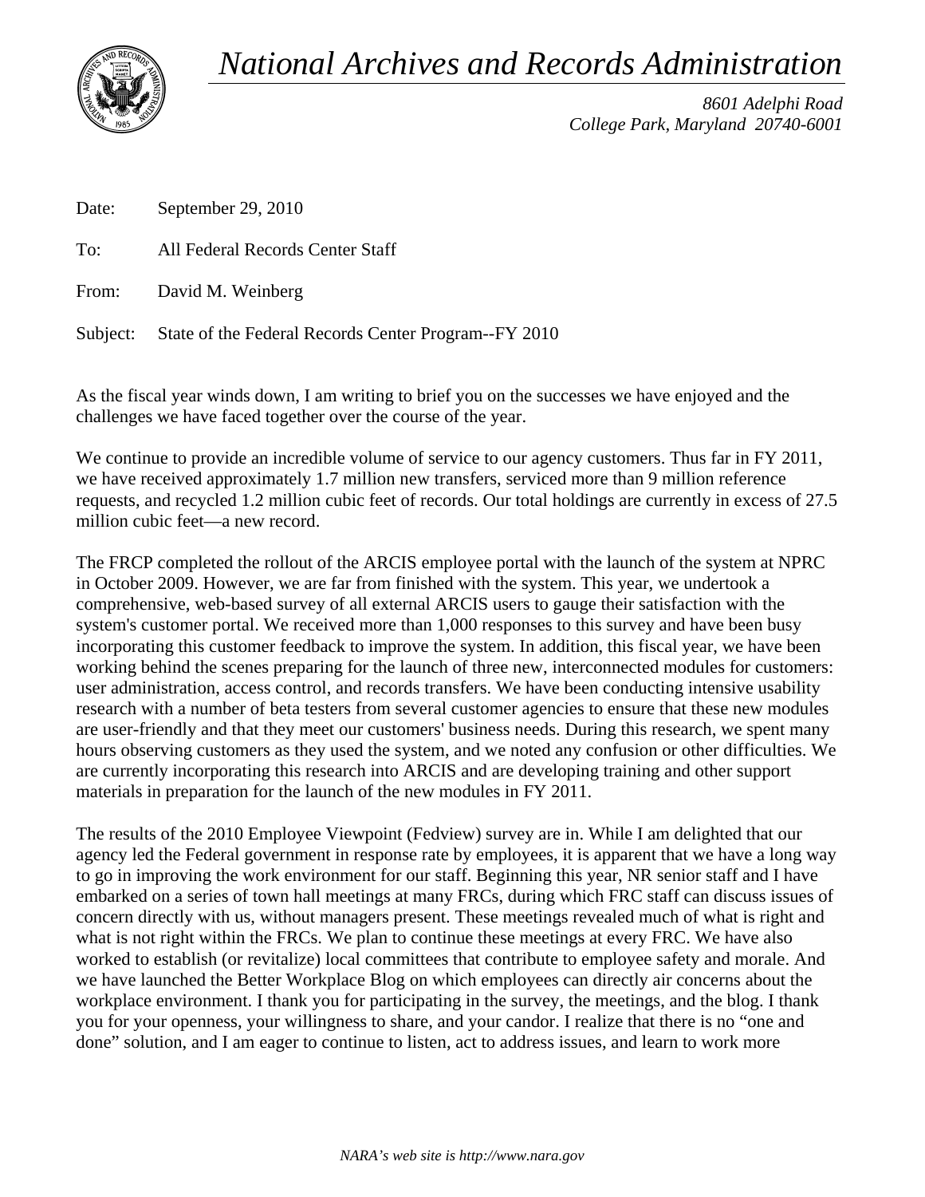# *National Archives and Records Administration*

*8601 Adelphi Road*
*College Park, Maryland 20740-6001*

Date: September 29, 2010

To: All Federal Records Center Staff

From: David M. Weinberg

Subject: State of the Federal Records Center Program--FY 2010

As the fiscal year winds down, I am writing to brief you on the successes we have enjoyed and the challenges we have faced together over the course of the year.

We continue to provide an incredible volume of service to our agency customers. Thus far in FY 2011, we have received approximately 1.7 million new transfers, serviced more than 9 million reference requests, and recycled 1.2 million cubic feet of records. Our total holdings are currently in excess of 27.5 million cubic feet—a new record.

The FRCP completed the rollout of the ARCIS employee portal with the launch of the system at NPRC in October 2009. However, we are far from finished with the system. This year, we undertook a comprehensive, web-based survey of all external ARCIS users to gauge their satisfaction with the system's customer portal. We received more than 1,000 responses to this survey and have been busy incorporating this customer feedback to improve the system. In addition, this fiscal year, we have been working behind the scenes preparing for the launch of three new, interconnected modules for customers: user administration, access control, and records transfers. We have been conducting intensive usability research with a number of beta testers from several customer agencies to ensure that these new modules are user-friendly and that they meet our customers' business needs. During this research, we spent many hours observing customers as they used the system, and we noted any confusion or other difficulties. We are currently incorporating this research into ARCIS and are developing training and other support materials in preparation for the launch of the new modules in FY 2011.

The results of the 2010 Employee Viewpoint (Fedview) survey are in. While I am delighted that our agency led the Federal government in response rate by employees, it is apparent that we have a long way to go in improving the work environment for our staff. Beginning this year, NR senior staff and I have embarked on a series of town hall meetings at many FRCs, during which FRC staff can discuss issues of concern directly with us, without managers present. These meetings revealed much of what is right and what is not right within the FRCs. We plan to continue these meetings at every FRC. We have also worked to establish (or revitalize) local committees that contribute to employee safety and morale. And we have launched the Better Workplace Blog on which employees can directly air concerns about the workplace environment. I thank you for participating in the survey, the meetings, and the blog. I thank you for your openness, your willingness to share, and your candor. I realize that there is no "one and done" solution, and I am eager to continue to listen, act to address issues, and learn to work more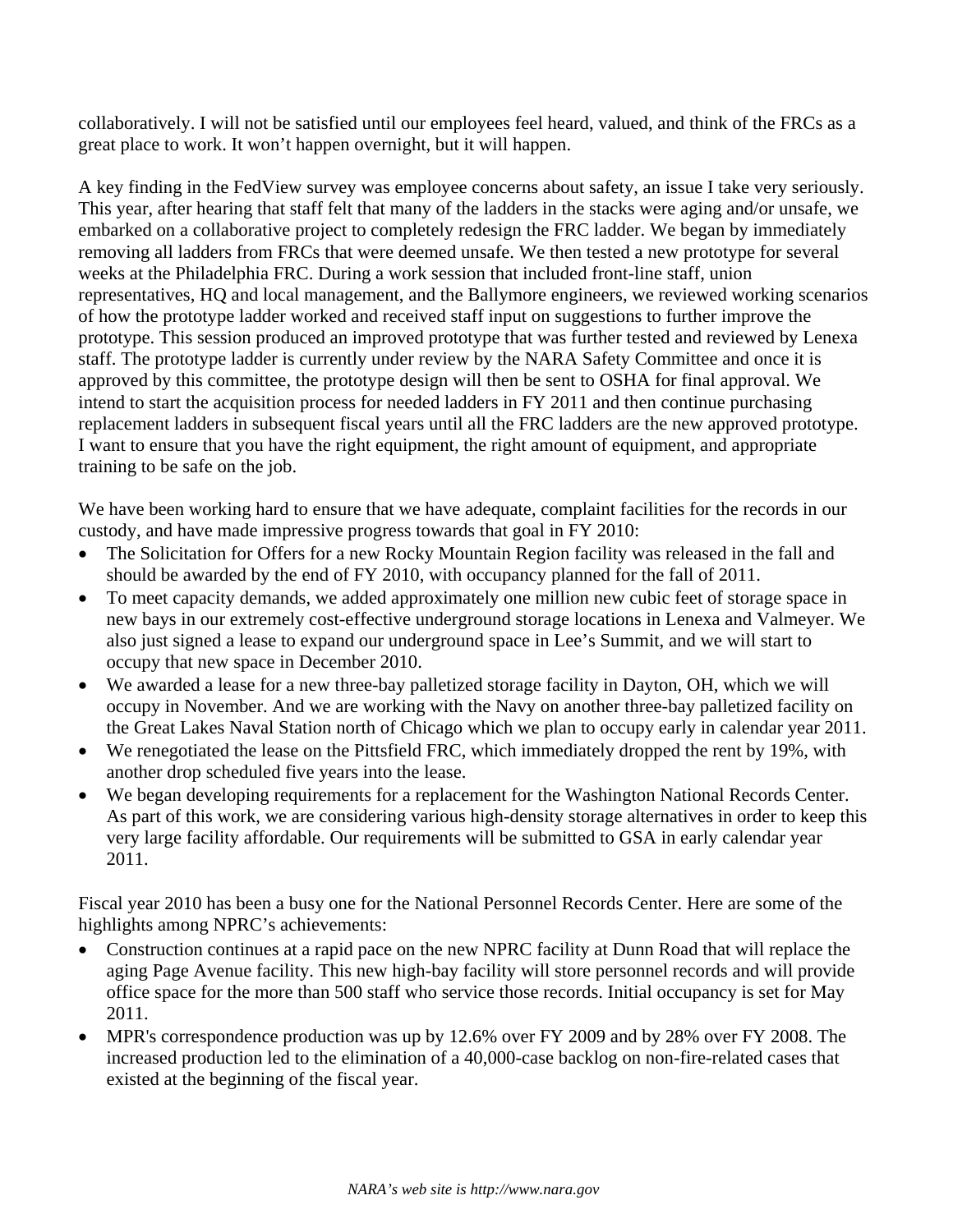collaboratively. I will not be satisfied until our employees feel heard, valued, and think of the FRCs as a great place to work. It won't happen overnight, but it will happen.

A key finding in the FedView survey was employee concerns about safety, an issue I take very seriously. This year, after hearing that staff felt that many of the ladders in the stacks were aging and/or unsafe, we embarked on a collaborative project to completely redesign the FRC ladder. We began by immediately removing all ladders from FRCs that were deemed unsafe. We then tested a new prototype for several weeks at the Philadelphia FRC. During a work session that included front-line staff, union representatives, HQ and local management, and the Ballymore engineers, we reviewed working scenarios of how the prototype ladder worked and received staff input on suggestions to further improve the prototype. This session produced an improved prototype that was further tested and reviewed by Lenexa staff. The prototype ladder is currently under review by the NARA Safety Committee and once it is approved by this committee, the prototype design will then be sent to OSHA for final approval. We intend to start the acquisition process for needed ladders in FY 2011 and then continue purchasing replacement ladders in subsequent fiscal years until all the FRC ladders are the new approved prototype. I want to ensure that you have the right equipment, the right amount of equipment, and appropriate training to be safe on the job.

We have been working hard to ensure that we have adequate, complaint facilities for the records in our custody, and have made impressive progress towards that goal in FY 2010:

- The Solicitation for Offers for a new Rocky Mountain Region facility was released in the fall and should be awarded by the end of FY 2010, with occupancy planned for the fall of 2011.
- To meet capacity demands, we added approximately one million new cubic feet of storage space in new bays in our extremely cost-effective underground storage locations in Lenexa and Valmeyer. We also just signed a lease to expand our underground space in Lee's Summit, and we will start to occupy that new space in December 2010.
- We awarded a lease for a new three-bay palletized storage facility in Dayton, OH, which we will occupy in November. And we are working with the Navy on another three-bay palletized facility on the Great Lakes Naval Station north of Chicago which we plan to occupy early in calendar year 2011.
- We renegotiated the lease on the Pittsfield FRC, which immediately dropped the rent by 19%, with another drop scheduled five years into the lease.
- We began developing requirements for a replacement for the Washington National Records Center. As part of this work, we are considering various high-density storage alternatives in order to keep this very large facility affordable. Our requirements will be submitted to GSA in early calendar year 2011.

Fiscal year 2010 has been a busy one for the National Personnel Records Center. Here are some of the highlights among NPRC's achievements:

- Construction continues at a rapid pace on the new NPRC facility at Dunn Road that will replace the aging Page Avenue facility. This new high-bay facility will store personnel records and will provide office space for the more than 500 staff who service those records. Initial occupancy is set for May 2011.
- MPR's correspondence production was up by 12.6% over FY 2009 and by 28% over FY 2008. The increased production led to the elimination of a 40,000-case backlog on non-fire-related cases that existed at the beginning of the fiscal year.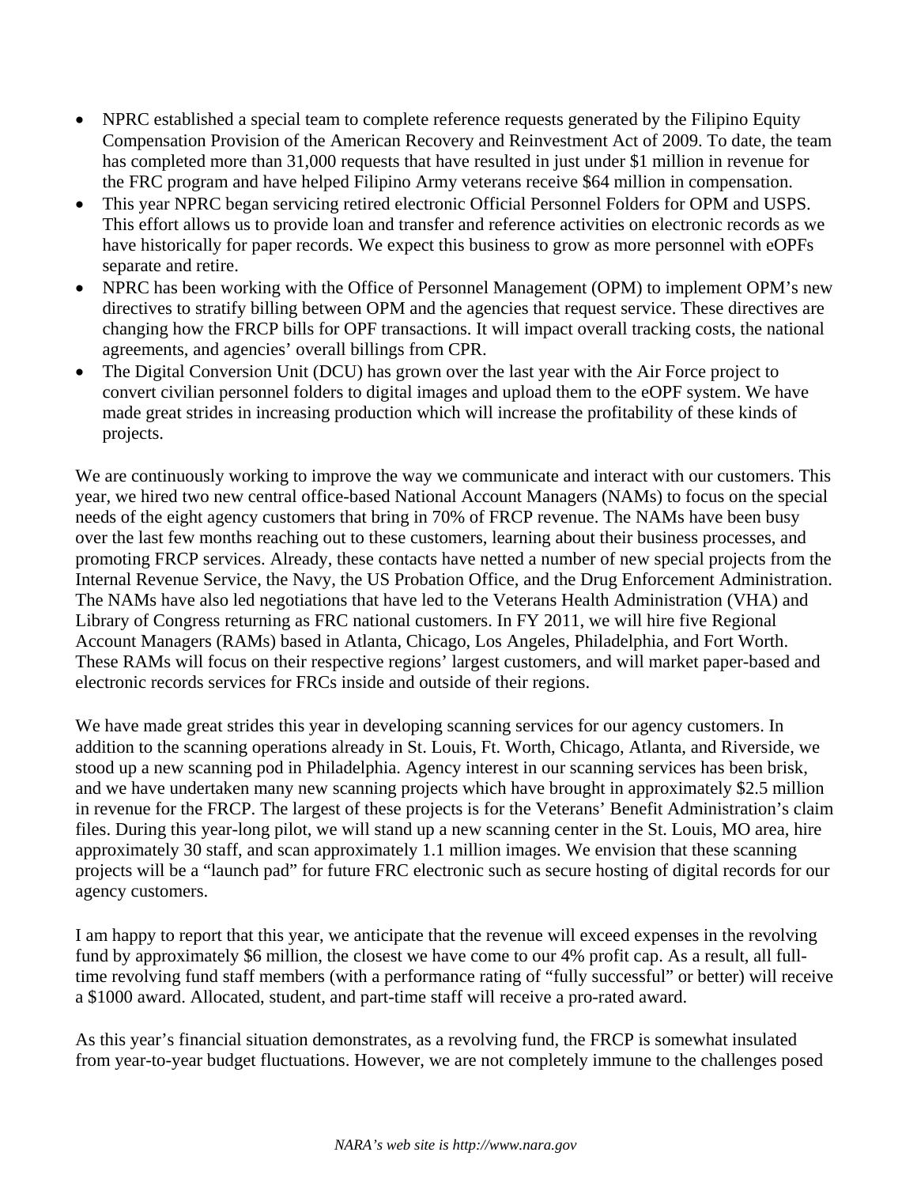- NPRC established a special team to complete reference requests generated by the Filipino Equity Compensation Provision of the American Recovery and Reinvestment Act of 2009. To date, the team has completed more than 31,000 requests that have resulted in just under $1 million in revenue for the FRC program and have helped Filipino Army veterans receive $64 million in compensation.
- This year NPRC began servicing retired electronic Official Personnel Folders for OPM and USPS. This effort allows us to provide loan and transfer and reference activities on electronic records as we have historically for paper records. We expect this business to grow as more personnel with eOPFs separate and retire.
- NPRC has been working with the Office of Personnel Management (OPM) to implement OPM's new directives to stratify billing between OPM and the agencies that request service. These directives are changing how the FRCP bills for OPF transactions. It will impact overall tracking costs, the national agreements, and agencies' overall billings from CPR.
- The Digital Conversion Unit (DCU) has grown over the last year with the Air Force project to convert civilian personnel folders to digital images and upload them to the eOPF system. We have made great strides in increasing production which will increase the profitability of these kinds of projects.

We are continuously working to improve the way we communicate and interact with our customers. This year, we hired two new central office-based National Account Managers (NAMs) to focus on the special needs of the eight agency customers that bring in 70% of FRCP revenue. The NAMs have been busy over the last few months reaching out to these customers, learning about their business processes, and promoting FRCP services. Already, these contacts have netted a number of new special projects from the Internal Revenue Service, the Navy, the US Probation Office, and the Drug Enforcement Administration. The NAMs have also led negotiations that have led to the Veterans Health Administration (VHA) and Library of Congress returning as FRC national customers. In FY 2011, we will hire five Regional Account Managers (RAMs) based in Atlanta, Chicago, Los Angeles, Philadelphia, and Fort Worth. These RAMs will focus on their respective regions' largest customers, and will market paper-based and electronic records services for FRCs inside and outside of their regions.

We have made great strides this year in developing scanning services for our agency customers. In addition to the scanning operations already in St. Louis, Ft. Worth, Chicago, Atlanta, and Riverside, we stood up a new scanning pod in Philadelphia. Agency interest in our scanning services has been brisk, and we have undertaken many new scanning projects which have brought in approximately $2.5 million in revenue for the FRCP. The largest of these projects is for the Veterans' Benefit Administration's claim files. During this year-long pilot, we will stand up a new scanning center in the St. Louis, MO area, hire approximately 30 staff, and scan approximately 1.1 million images. We envision that these scanning projects will be a "launch pad" for future FRC electronic such as secure hosting of digital records for our agency customers.

I am happy to report that this year, we anticipate that the revenue will exceed expenses in the revolving fund by approximately $6 million, the closest we have come to our 4% profit cap. As a result, all full-time revolving fund staff members (with a performance rating of "fully successful" or better) will receive a $1000 award. Allocated, student, and part-time staff will receive a pro-rated award.

As this year's financial situation demonstrates, as a revolving fund, the FRCP is somewhat insulated from year-to-year budget fluctuations. However, we are not completely immune to the challenges posed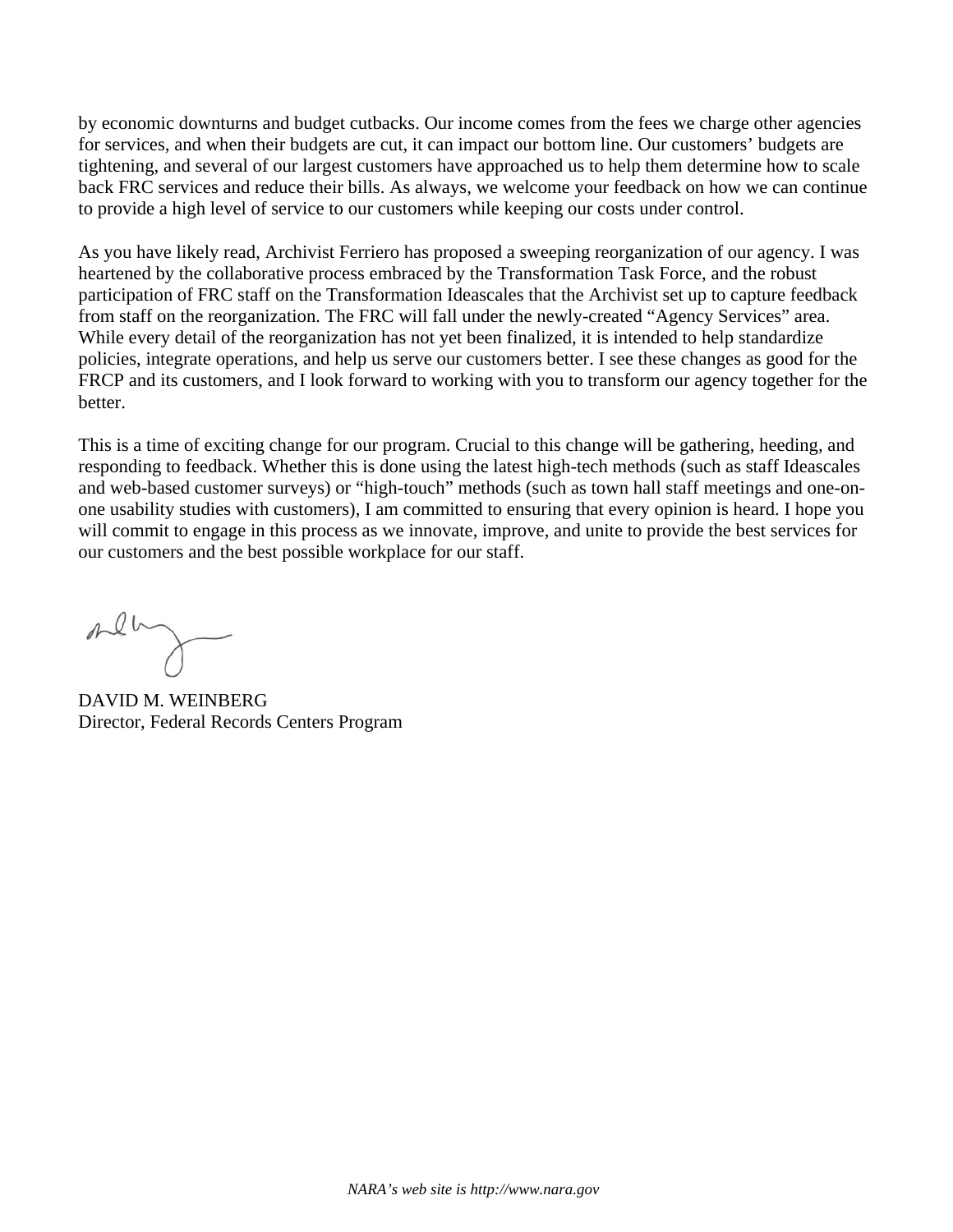by economic downturns and budget cutbacks. Our income comes from the fees we charge other agencies for services, and when their budgets are cut, it can impact our bottom line. Our customers' budgets are tightening, and several of our largest customers have approached us to help them determine how to scale back FRC services and reduce their bills. As always, we welcome your feedback on how we can continue to provide a high level of service to our customers while keeping our costs under control.

As you have likely read, Archivist Ferriero has proposed a sweeping reorganization of our agency. I was heartened by the collaborative process embraced by the Transformation Task Force, and the robust participation of FRC staff on the Transformation Ideascales that the Archivist set up to capture feedback from staff on the reorganization. The FRC will fall under the newly-created "Agency Services" area. While every detail of the reorganization has not yet been finalized, it is intended to help standardize policies, integrate operations, and help us serve our customers better. I see these changes as good for the FRCP and its customers, and I look forward to working with you to transform our agency together for the better.

This is a time of exciting change for our program. Crucial to this change will be gathering, heeding, and responding to feedback. Whether this is done using the latest high-tech methods (such as staff Ideascales and web-based customer surveys) or "high-touch" methods (such as town hall staff meetings and one-on-one usability studies with customers), I am committed to ensuring that every opinion is heard. I hope you will commit to engage in this process as we innovate, improve, and unite to provide the best services for our customers and the best possible workplace for our staff.

DAVID M. WEINBERG
Director, Federal Records Centers Program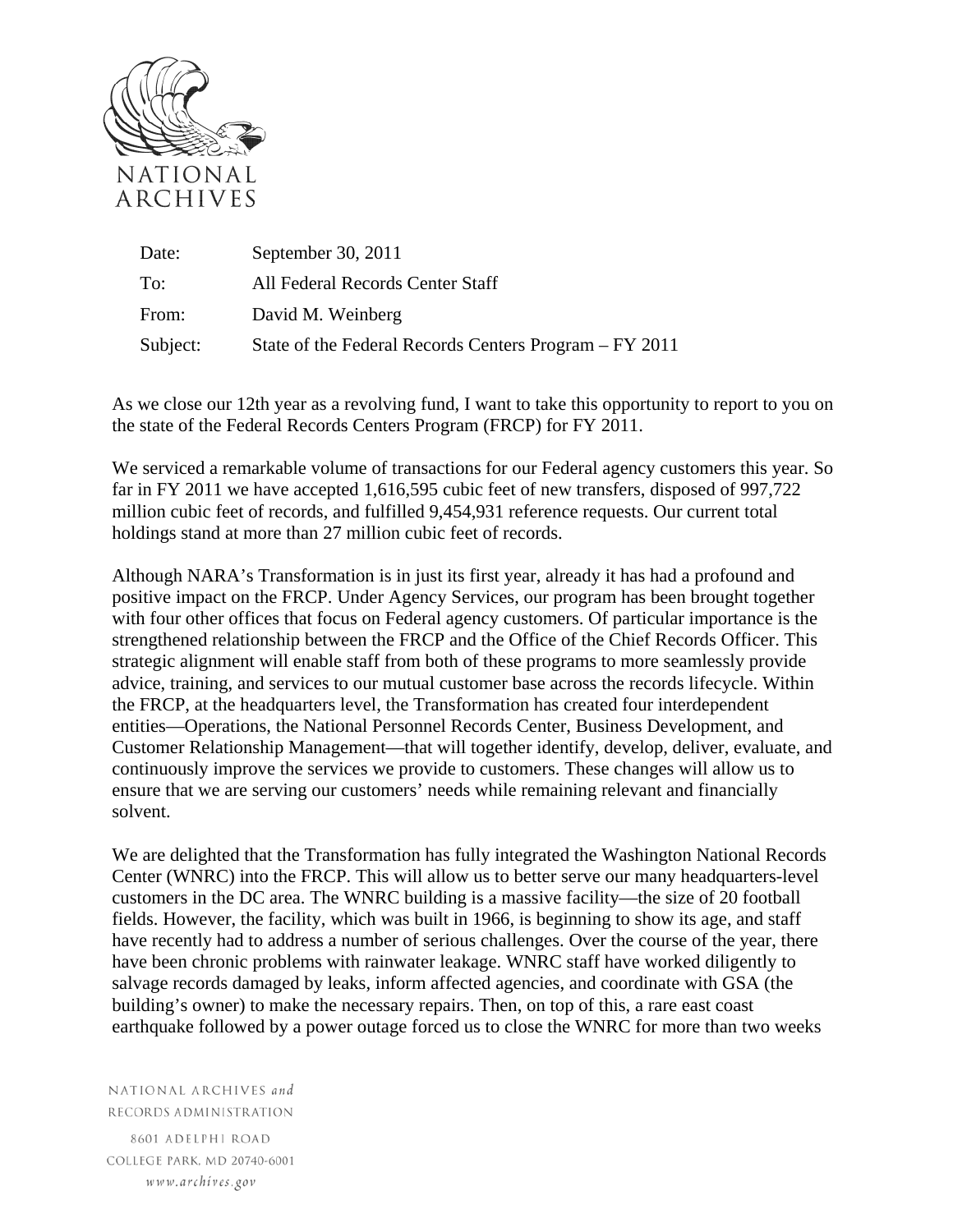NATIONAL ARCHIVES

| Date: | September 30, 2011 |
|---|---|
| To: | All Federal Records Center Staff |
| From: | David M. Weinberg |
| Subject: | State of the Federal Records Centers Program – FY 2011 |

As we close our 12th year as a revolving fund, I want to take this opportunity to report to you on the state of the Federal Records Centers Program (FRCP) for FY 2011.

We serviced a remarkable volume of transactions for our Federal agency customers this year. So far in FY 2011 we have accepted 1,616,595 cubic feet of new transfers, disposed of 997,722 million cubic feet of records, and fulfilled 9,454,931 reference requests. Our current total holdings stand at more than 27 million cubic feet of records.

Although NARA's Transformation is in just its first year, already it has had a profound and positive impact on the FRCP. Under Agency Services, our program has been brought together with four other offices that focus on Federal agency customers. Of particular importance is the strengthened relationship between the FRCP and the Office of the Chief Records Officer. This strategic alignment will enable staff from both of these programs to more seamlessly provide advice, training, and services to our mutual customer base across the records lifecycle. Within the FRCP, at the headquarters level, the Transformation has created four interdependent entities—Operations, the National Personnel Records Center, Business Development, and Customer Relationship Management—that will together identify, develop, deliver, evaluate, and continuously improve the services we provide to customers. These changes will allow us to ensure that we are serving our customers' needs while remaining relevant and financially solvent.

We are delighted that the Transformation has fully integrated the Washington National Records Center (WNRC) into the FRCP. This will allow us to better serve our many headquarters-level customers in the DC area. The WNRC building is a massive facility—the size of 20 football fields. However, the facility, which was built in 1966, is beginning to show its age, and staff have recently had to address a number of serious challenges. Over the course of the year, there have been chronic problems with rainwater leakage. WNRC staff have worked diligently to salvage records damaged by leaks, inform affected agencies, and coordinate with GSA (the building's owner) to make the necessary repairs. Then, on top of this, a rare east coast earthquake followed by a power outage forced us to close the WNRC for more than two weeks

NATIONAL ARCHIVES *and* RECORDS ADMINISTRATION
8601 ADELPHI ROAD
COLLEGE PARK, MD 20740-6001
*www.archives.gov*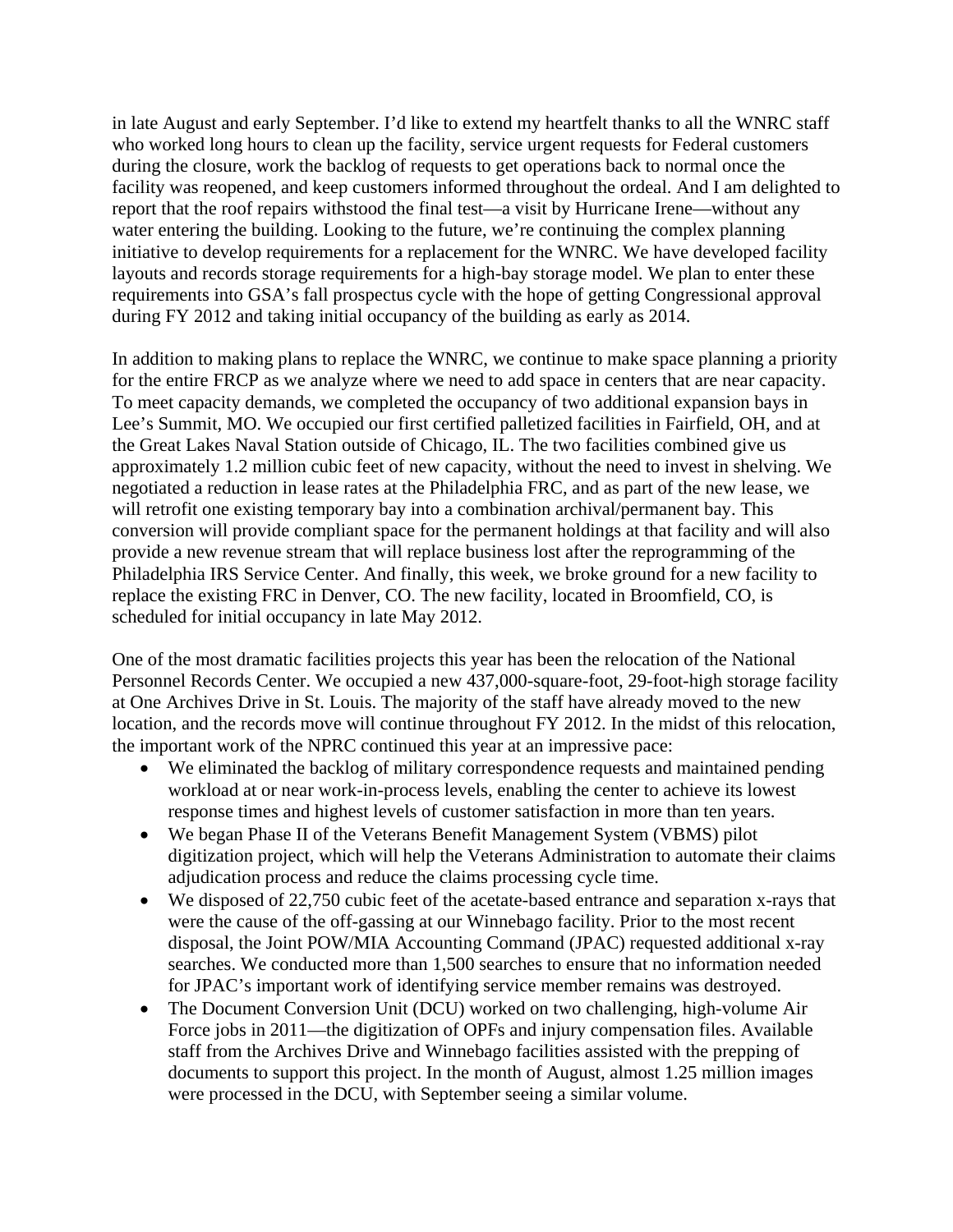in late August and early September. I'd like to extend my heartfelt thanks to all the WNRC staff who worked long hours to clean up the facility, service urgent requests for Federal customers during the closure, work the backlog of requests to get operations back to normal once the facility was reopened, and keep customers informed throughout the ordeal. And I am delighted to report that the roof repairs withstood the final test—a visit by Hurricane Irene—without any water entering the building. Looking to the future, we're continuing the complex planning initiative to develop requirements for a replacement for the WNRC. We have developed facility layouts and records storage requirements for a high-bay storage model. We plan to enter these requirements into GSA's fall prospectus cycle with the hope of getting Congressional approval during FY 2012 and taking initial occupancy of the building as early as 2014.

In addition to making plans to replace the WNRC, we continue to make space planning a priority for the entire FRCP as we analyze where we need to add space in centers that are near capacity. To meet capacity demands, we completed the occupancy of two additional expansion bays in Lee's Summit, MO. We occupied our first certified palletized facilities in Fairfield, OH, and at the Great Lakes Naval Station outside of Chicago, IL. The two facilities combined give us approximately 1.2 million cubic feet of new capacity, without the need to invest in shelving. We negotiated a reduction in lease rates at the Philadelphia FRC, and as part of the new lease, we will retrofit one existing temporary bay into a combination archival/permanent bay. This conversion will provide compliant space for the permanent holdings at that facility and will also provide a new revenue stream that will replace business lost after the reprogramming of the Philadelphia IRS Service Center. And finally, this week, we broke ground for a new facility to replace the existing FRC in Denver, CO. The new facility, located in Broomfield, CO, is scheduled for initial occupancy in late May 2012.

One of the most dramatic facilities projects this year has been the relocation of the National Personnel Records Center. We occupied a new 437,000-square-foot, 29-foot-high storage facility at One Archives Drive in St. Louis. The majority of the staff have already moved to the new location, and the records move will continue throughout FY 2012. In the midst of this relocation, the important work of the NPRC continued this year at an impressive pace:

- We eliminated the backlog of military correspondence requests and maintained pending workload at or near work-in-process levels, enabling the center to achieve its lowest response times and highest levels of customer satisfaction in more than ten years.
- We began Phase II of the Veterans Benefit Management System (VBMS) pilot digitization project, which will help the Veterans Administration to automate their claims adjudication process and reduce the claims processing cycle time.
- We disposed of 22,750 cubic feet of the acetate-based entrance and separation x-rays that were the cause of the off-gassing at our Winnebago facility. Prior to the most recent disposal, the Joint POW/MIA Accounting Command (JPAC) requested additional x-ray searches. We conducted more than 1,500 searches to ensure that no information needed for JPAC's important work of identifying service member remains was destroyed.
- The Document Conversion Unit (DCU) worked on two challenging, high-volume Air Force jobs in 2011—the digitization of OPFs and injury compensation files. Available staff from the Archives Drive and Winnebago facilities assisted with the prepping of documents to support this project. In the month of August, almost 1.25 million images were processed in the DCU, with September seeing a similar volume.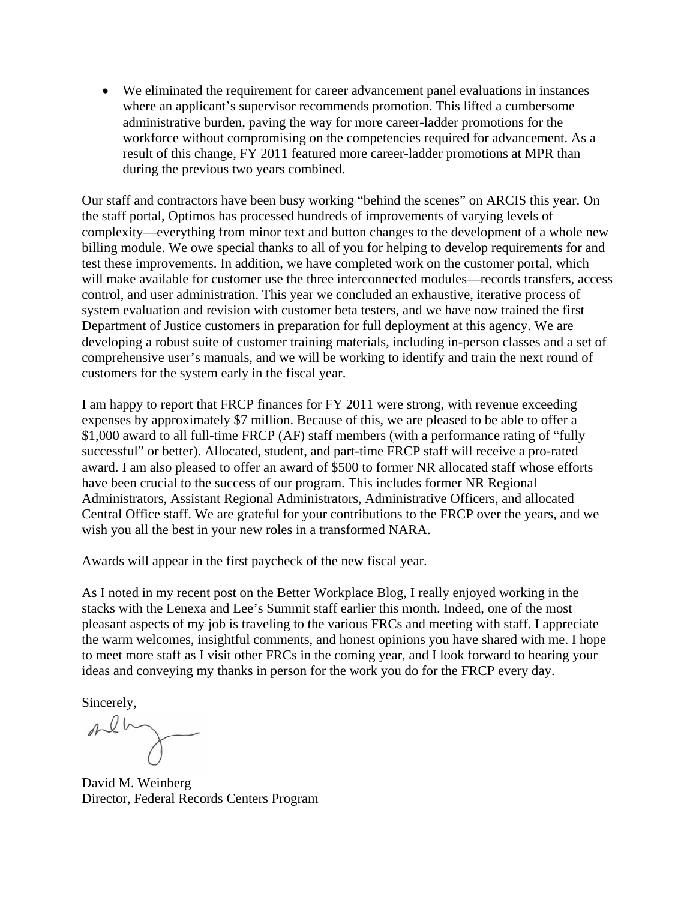- We eliminated the requirement for career advancement panel evaluations in instances where an applicant's supervisor recommends promotion. This lifted a cumbersome administrative burden, paving the way for more career-ladder promotions for the workforce without compromising on the competencies required for advancement. As a result of this change, FY 2011 featured more career-ladder promotions at MPR than during the previous two years combined.

Our staff and contractors have been busy working "behind the scenes" on ARCIS this year. On the staff portal, Optimos has processed hundreds of improvements of varying levels of complexity—everything from minor text and button changes to the development of a whole new billing module. We owe special thanks to all of you for helping to develop requirements for and test these improvements. In addition, we have completed work on the customer portal, which will make available for customer use the three interconnected modules—records transfers, access control, and user administration. This year we concluded an exhaustive, iterative process of system evaluation and revision with customer beta testers, and we have now trained the first Department of Justice customers in preparation for full deployment at this agency. We are developing a robust suite of customer training materials, including in-person classes and a set of comprehensive user's manuals, and we will be working to identify and train the next round of customers for the system early in the fiscal year.

I am happy to report that FRCP finances for FY 2011 were strong, with revenue exceeding expenses by approximately $7 million. Because of this, we are pleased to be able to offer a $1,000 award to all full-time FRCP (AF) staff members (with a performance rating of "fully successful" or better). Allocated, student, and part-time FRCP staff will receive a pro-rated award. I am also pleased to offer an award of $500 to former NR allocated staff whose efforts have been crucial to the success of our program. This includes former NR Regional Administrators, Assistant Regional Administrators, Administrative Officers, and allocated Central Office staff. We are grateful for your contributions to the FRCP over the years, and we wish you all the best in your new roles in a transformed NARA.

Awards will appear in the first paycheck of the new fiscal year.

As I noted in my recent post on the Better Workplace Blog, I really enjoyed working in the stacks with the Lenexa and Lee's Summit staff earlier this month. Indeed, one of the most pleasant aspects of my job is traveling to the various FRCs and meeting with staff. I appreciate the warm welcomes, insightful comments, and honest opinions you have shared with me. I hope to meet more staff as I visit other FRCs in the coming year, and I look forward to hearing your ideas and conveying my thanks in person for the work you do for the FRCP every day.

Sincerely,

David M. Weinberg
Director, Federal Records Centers Program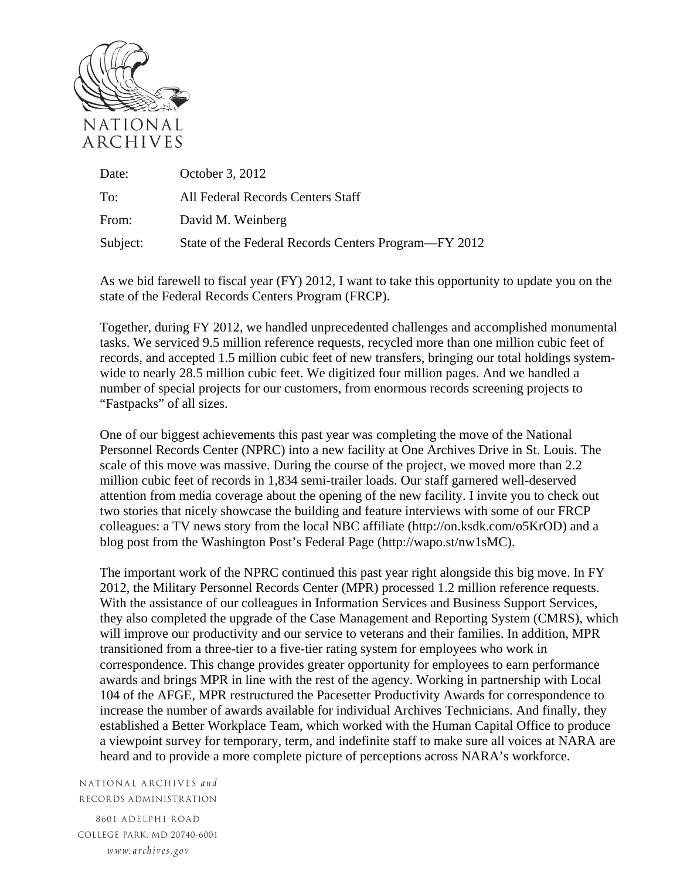NATIONAL ARCHIVES

| | |
|---|---|
| Date: | October 3, 2012 |
| To: | All Federal Records Centers Staff |
| From: | David M. Weinberg |
| Subject: | State of the Federal Records Centers Program—FY 2012 |

As we bid farewell to fiscal year (FY) 2012, I want to take this opportunity to update you on the state of the Federal Records Centers Program (FRCP).

Together, during FY 2012, we handled unprecedented challenges and accomplished monumental tasks. We serviced 9.5 million reference requests, recycled more than one million cubic feet of records, and accepted 1.5 million cubic feet of new transfers, bringing our total holdings system-wide to nearly 28.5 million cubic feet. We digitized four million pages. And we handled a number of special projects for our customers, from enormous records screening projects to "Fastpacks" of all sizes.

One of our biggest achievements this past year was completing the move of the National Personnel Records Center (NPRC) into a new facility at One Archives Drive in St. Louis. The scale of this move was massive. During the course of the project, we moved more than 2.2 million cubic feet of records in 1,834 semi-trailer loads. Our staff garnered well-deserved attention from media coverage about the opening of the new facility. I invite you to check out two stories that nicely showcase the building and feature interviews with some of our FRCP colleagues: a TV news story from the local NBC affiliate (http://on.ksdk.com/o5KrOD) and a blog post from the Washington Post's Federal Page (http://wapo.st/nw1sMC).

The important work of the NPRC continued this past year right alongside this big move. In FY 2012, the Military Personnel Records Center (MPR) processed 1.2 million reference requests. With the assistance of our colleagues in Information Services and Business Support Services, they also completed the upgrade of the Case Management and Reporting System (CMRS), which will improve our productivity and our service to veterans and their families. In addition, MPR transitioned from a three-tier to a five-tier rating system for employees who work in correspondence. This change provides greater opportunity for employees to earn performance awards and brings MPR in line with the rest of the agency. Working in partnership with Local 104 of the AFGE, MPR restructured the Pacesetter Productivity Awards for correspondence to increase the number of awards available for individual Archives Technicians. And finally, they established a Better Workplace Team, which worked with the Human Capital Office to produce a viewpoint survey for temporary, term, and indefinite staff to make sure all voices at NARA are heard and to provide a more complete picture of perceptions across NARA's workforce.

NATIONAL ARCHIVES *and* RECORDS ADMINISTRATION
8601 ADELPHI ROAD
COLLEGE PARK, MD 20740-6001
*www.archives.gov*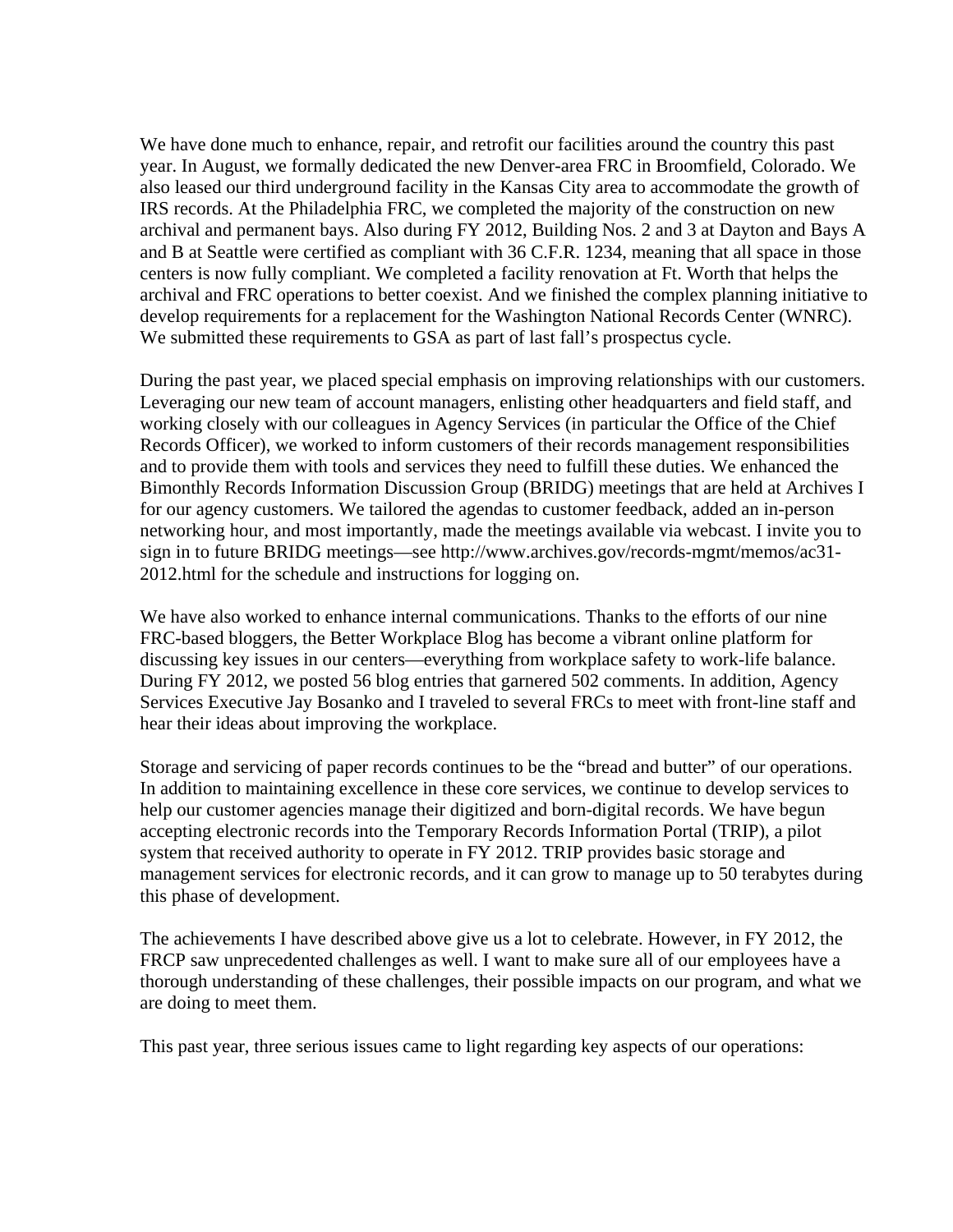We have done much to enhance, repair, and retrofit our facilities around the country this past year. In August, we formally dedicated the new Denver-area FRC in Broomfield, Colorado. We also leased our third underground facility in the Kansas City area to accommodate the growth of IRS records. At the Philadelphia FRC, we completed the majority of the construction on new archival and permanent bays. Also during FY 2012, Building Nos. 2 and 3 at Dayton and Bays A and B at Seattle were certified as compliant with 36 C.F.R. 1234, meaning that all space in those centers is now fully compliant. We completed a facility renovation at Ft. Worth that helps the archival and FRC operations to better coexist. And we finished the complex planning initiative to develop requirements for a replacement for the Washington National Records Center (WNRC). We submitted these requirements to GSA as part of last fall's prospectus cycle.

During the past year, we placed special emphasis on improving relationships with our customers. Leveraging our new team of account managers, enlisting other headquarters and field staff, and working closely with our colleagues in Agency Services (in particular the Office of the Chief Records Officer), we worked to inform customers of their records management responsibilities and to provide them with tools and services they need to fulfill these duties. We enhanced the Bimonthly Records Information Discussion Group (BRIDG) meetings that are held at Archives I for our agency customers. We tailored the agendas to customer feedback, added an in-person networking hour, and most importantly, made the meetings available via webcast. I invite you to sign in to future BRIDG meetings—see http://www.archives.gov/records-mgmt/memos/ac31-2012.html for the schedule and instructions for logging on.

We have also worked to enhance internal communications. Thanks to the efforts of our nine FRC-based bloggers, the Better Workplace Blog has become a vibrant online platform for discussing key issues in our centers—everything from workplace safety to work-life balance. During FY 2012, we posted 56 blog entries that garnered 502 comments. In addition, Agency Services Executive Jay Bosanko and I traveled to several FRCs to meet with front-line staff and hear their ideas about improving the workplace.

Storage and servicing of paper records continues to be the "bread and butter" of our operations. In addition to maintaining excellence in these core services, we continue to develop services to help our customer agencies manage their digitized and born-digital records. We have begun accepting electronic records into the Temporary Records Information Portal (TRIP), a pilot system that received authority to operate in FY 2012. TRIP provides basic storage and management services for electronic records, and it can grow to manage up to 50 terabytes during this phase of development.

The achievements I have described above give us a lot to celebrate. However, in FY 2012, the FRCP saw unprecedented challenges as well. I want to make sure all of our employees have a thorough understanding of these challenges, their possible impacts on our program, and what we are doing to meet them.

This past year, three serious issues came to light regarding key aspects of our operations: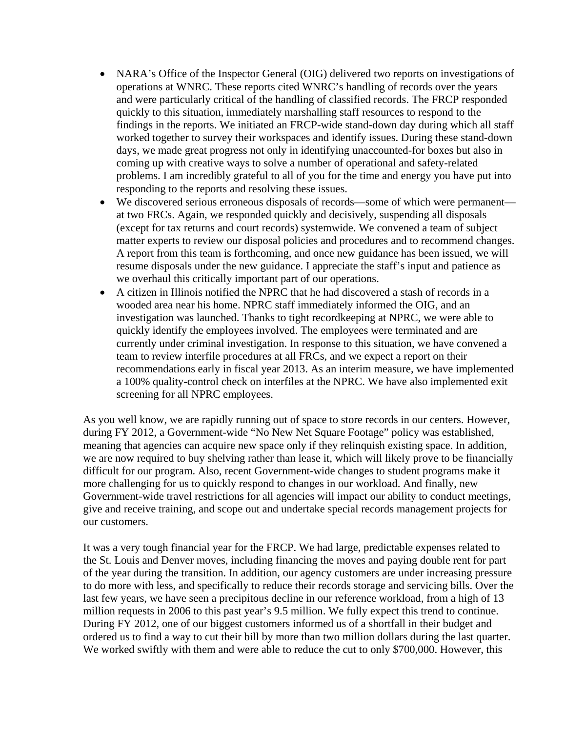- NARA's Office of the Inspector General (OIG) delivered two reports on investigations of operations at WNRC. These reports cited WNRC's handling of records over the years and were particularly critical of the handling of classified records. The FRCP responded quickly to this situation, immediately marshalling staff resources to respond to the findings in the reports. We initiated an FRCP-wide stand-down day during which all staff worked together to survey their workspaces and identify issues. During these stand-down days, we made great progress not only in identifying unaccounted-for boxes but also in coming up with creative ways to solve a number of operational and safety-related problems. I am incredibly grateful to all of you for the time and energy you have put into responding to the reports and resolving these issues.
- We discovered serious erroneous disposals of records—some of which were permanent—at two FRCs. Again, we responded quickly and decisively, suspending all disposals (except for tax returns and court records) systemwide. We convened a team of subject matter experts to review our disposal policies and procedures and to recommend changes. A report from this team is forthcoming, and once new guidance has been issued, we will resume disposals under the new guidance. I appreciate the staff's input and patience as we overhaul this critically important part of our operations.
- A citizen in Illinois notified the NPRC that he had discovered a stash of records in a wooded area near his home. NPRC staff immediately informed the OIG, and an investigation was launched. Thanks to tight recordkeeping at NPRC, we were able to quickly identify the employees involved. The employees were terminated and are currently under criminal investigation. In response to this situation, we have convened a team to review interfile procedures at all FRCs, and we expect a report on their recommendations early in fiscal year 2013. As an interim measure, we have implemented a 100% quality-control check on interfiles at the NPRC. We have also implemented exit screening for all NPRC employees.

As you well know, we are rapidly running out of space to store records in our centers. However, during FY 2012, a Government-wide "No New Net Square Footage" policy was established, meaning that agencies can acquire new space only if they relinquish existing space. In addition, we are now required to buy shelving rather than lease it, which will likely prove to be financially difficult for our program. Also, recent Government-wide changes to student programs make it more challenging for us to quickly respond to changes in our workload. And finally, new Government-wide travel restrictions for all agencies will impact our ability to conduct meetings, give and receive training, and scope out and undertake special records management projects for our customers.

It was a very tough financial year for the FRCP. We had large, predictable expenses related to the St. Louis and Denver moves, including financing the moves and paying double rent for part of the year during the transition. In addition, our agency customers are under increasing pressure to do more with less, and specifically to reduce their records storage and servicing bills. Over the last few years, we have seen a precipitous decline in our reference workload, from a high of 13 million requests in 2006 to this past year's 9.5 million. We fully expect this trend to continue. During FY 2012, one of our biggest customers informed us of a shortfall in their budget and ordered us to find a way to cut their bill by more than two million dollars during the last quarter. We worked swiftly with them and were able to reduce the cut to only $700,000. However, this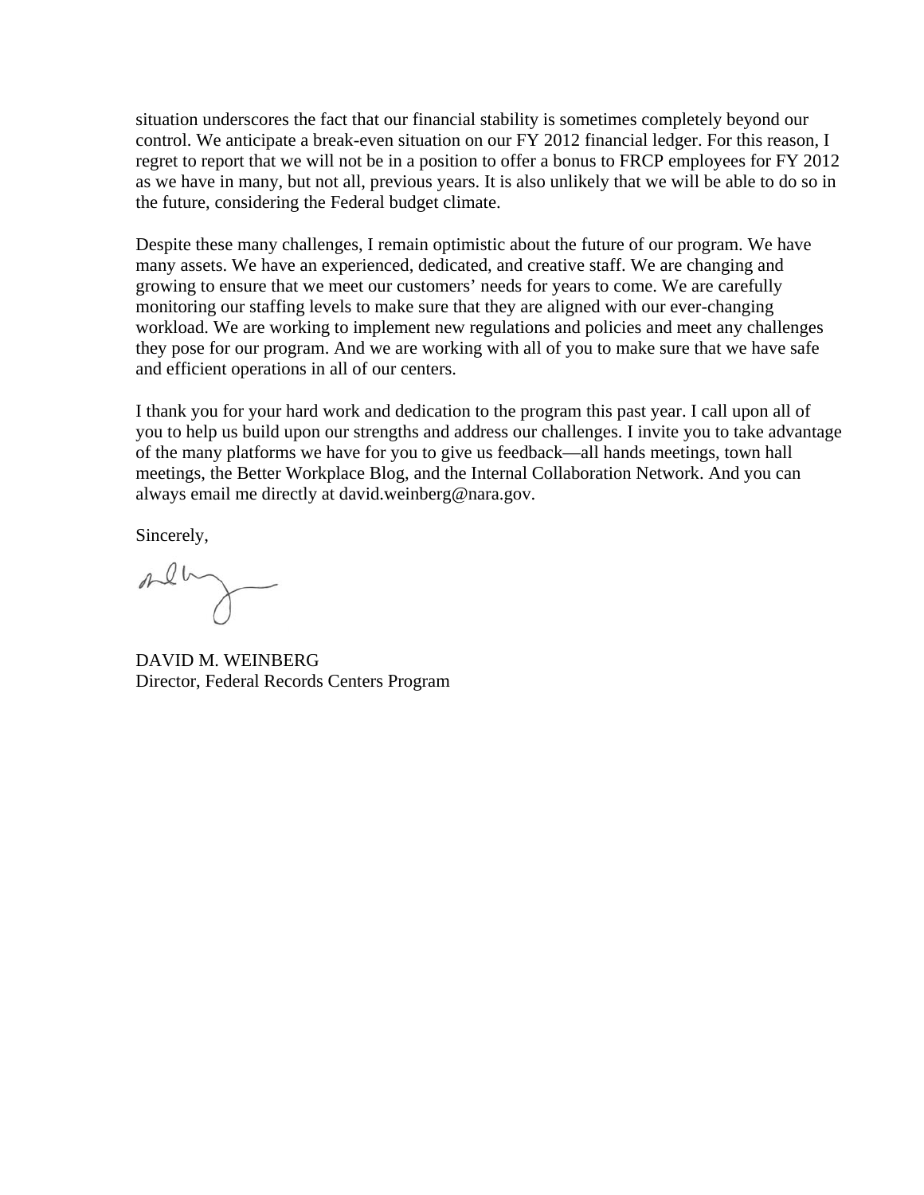situation underscores the fact that our financial stability is sometimes completely beyond our control. We anticipate a break-even situation on our FY 2012 financial ledger. For this reason, I regret to report that we will not be in a position to offer a bonus to FRCP employees for FY 2012 as we have in many, but not all, previous years. It is also unlikely that we will be able to do so in the future, considering the Federal budget climate.

Despite these many challenges, I remain optimistic about the future of our program. We have many assets. We have an experienced, dedicated, and creative staff. We are changing and growing to ensure that we meet our customers' needs for years to come. We are carefully monitoring our staffing levels to make sure that they are aligned with our ever-changing workload. We are working to implement new regulations and policies and meet any challenges they pose for our program. And we are working with all of you to make sure that we have safe and efficient operations in all of our centers.

I thank you for your hard work and dedication to the program this past year. I call upon all of you to help us build upon our strengths and address our challenges. I invite you to take advantage of the many platforms we have for you to give us feedback—all hands meetings, town hall meetings, the Better Workplace Blog, and the Internal Collaboration Network. And you can always email me directly at david.weinberg@nara.gov.

Sincerely,

DAVID M. WEINBERG
Director, Federal Records Centers Program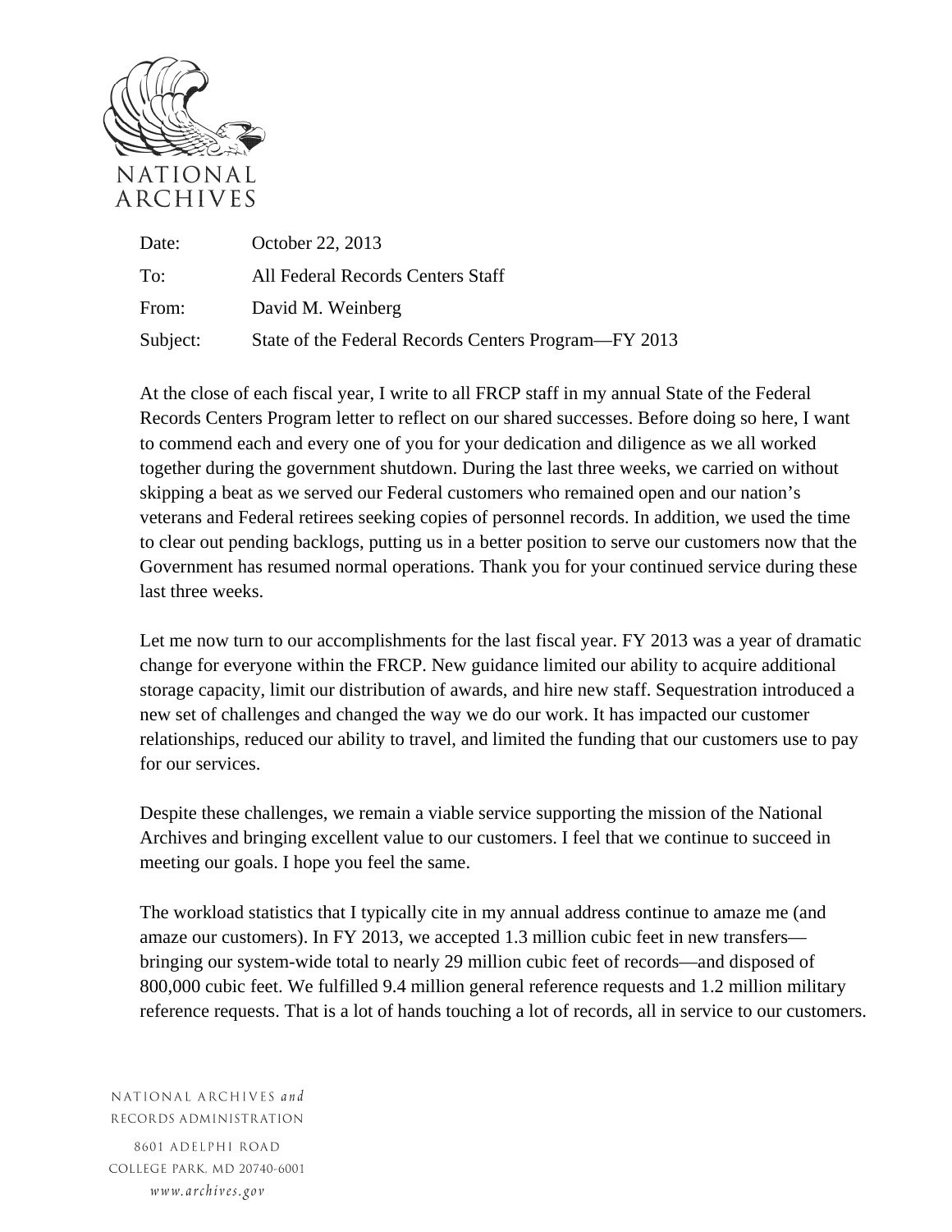NATIONAL ARCHIVES

Date: October 22, 2013

To: All Federal Records Centers Staff

From: David M. Weinberg

Subject: State of the Federal Records Centers Program—FY 2013

At the close of each fiscal year, I write to all FRCP staff in my annual State of the Federal Records Centers Program letter to reflect on our shared successes. Before doing so here, I want to commend each and every one of you for your dedication and diligence as we all worked together during the government shutdown. During the last three weeks, we carried on without skipping a beat as we served our Federal customers who remained open and our nation's veterans and Federal retirees seeking copies of personnel records. In addition, we used the time to clear out pending backlogs, putting us in a better position to serve our customers now that the Government has resumed normal operations. Thank you for your continued service during these last three weeks.

Let me now turn to our accomplishments for the last fiscal year. FY 2013 was a year of dramatic change for everyone within the FRCP. New guidance limited our ability to acquire additional storage capacity, limit our distribution of awards, and hire new staff. Sequestration introduced a new set of challenges and changed the way we do our work. It has impacted our customer relationships, reduced our ability to travel, and limited the funding that our customers use to pay for our services.

Despite these challenges, we remain a viable service supporting the mission of the National Archives and bringing excellent value to our customers. I feel that we continue to succeed in meeting our goals. I hope you feel the same.

The workload statistics that I typically cite in my annual address continue to amaze me (and amaze our customers). In FY 2013, we accepted 1.3 million cubic feet in new transfers—bringing our system-wide total to nearly 29 million cubic feet of records—and disposed of 800,000 cubic feet. We fulfilled 9.4 million general reference requests and 1.2 million military reference requests. That is a lot of hands touching a lot of records, all in service to our customers.

NATIONAL ARCHIVES *and* RECORDS ADMINISTRATION
8601 ADELPHI ROAD
COLLEGE PARK, MD 20740-6001
*www.archives.gov*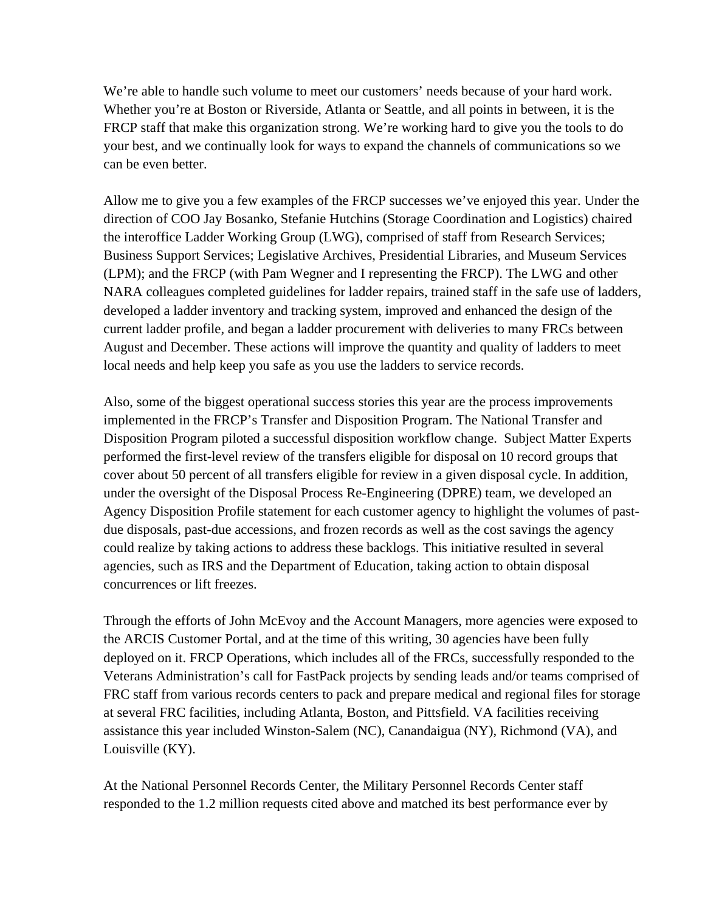We're able to handle such volume to meet our customers' needs because of your hard work. Whether you're at Boston or Riverside, Atlanta or Seattle, and all points in between, it is the FRCP staff that make this organization strong. We're working hard to give you the tools to do your best, and we continually look for ways to expand the channels of communications so we can be even better.

Allow me to give you a few examples of the FRCP successes we've enjoyed this year. Under the direction of COO Jay Bosanko, Stefanie Hutchins (Storage Coordination and Logistics) chaired the interoffice Ladder Working Group (LWG), comprised of staff from Research Services; Business Support Services; Legislative Archives, Presidential Libraries, and Museum Services (LPM); and the FRCP (with Pam Wegner and I representing the FRCP). The LWG and other NARA colleagues completed guidelines for ladder repairs, trained staff in the safe use of ladders, developed a ladder inventory and tracking system, improved and enhanced the design of the current ladder profile, and began a ladder procurement with deliveries to many FRCs between August and December. These actions will improve the quantity and quality of ladders to meet local needs and help keep you safe as you use the ladders to service records.

Also, some of the biggest operational success stories this year are the process improvements implemented in the FRCP's Transfer and Disposition Program. The National Transfer and Disposition Program piloted a successful disposition workflow change. Subject Matter Experts performed the first-level review of the transfers eligible for disposal on 10 record groups that cover about 50 percent of all transfers eligible for review in a given disposal cycle. In addition, under the oversight of the Disposal Process Re-Engineering (DPRE) team, we developed an Agency Disposition Profile statement for each customer agency to highlight the volumes of past-due disposals, past-due accessions, and frozen records as well as the cost savings the agency could realize by taking actions to address these backlogs. This initiative resulted in several agencies, such as IRS and the Department of Education, taking action to obtain disposal concurrences or lift freezes.

Through the efforts of John McEvoy and the Account Managers, more agencies were exposed to the ARCIS Customer Portal, and at the time of this writing, 30 agencies have been fully deployed on it. FRCP Operations, which includes all of the FRCs, successfully responded to the Veterans Administration's call for FastPack projects by sending leads and/or teams comprised of FRC staff from various records centers to pack and prepare medical and regional files for storage at several FRC facilities, including Atlanta, Boston, and Pittsfield. VA facilities receiving assistance this year included Winston-Salem (NC), Canandaigua (NY), Richmond (VA), and Louisville (KY).

At the National Personnel Records Center, the Military Personnel Records Center staff responded to the 1.2 million requests cited above and matched its best performance ever by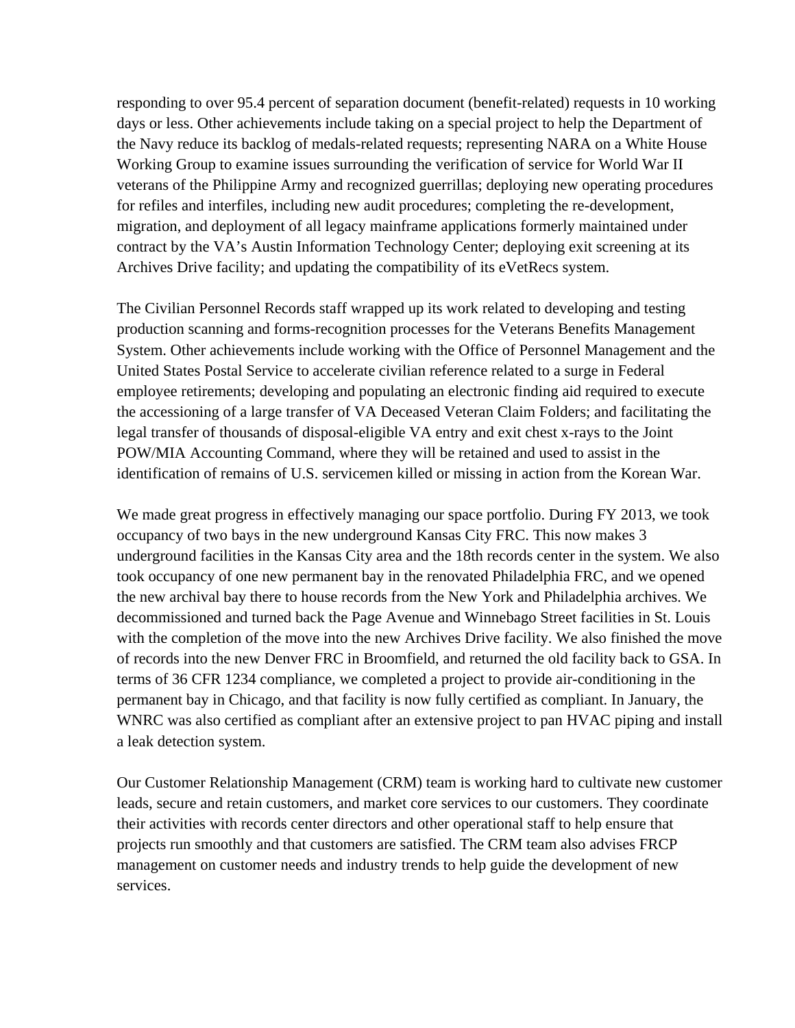responding to over 95.4 percent of separation document (benefit-related) requests in 10 working days or less. Other achievements include taking on a special project to help the Department of the Navy reduce its backlog of medals-related requests; representing NARA on a White House Working Group to examine issues surrounding the verification of service for World War II veterans of the Philippine Army and recognized guerrillas; deploying new operating procedures for refiles and interfiles, including new audit procedures; completing the re-development, migration, and deployment of all legacy mainframe applications formerly maintained under contract by the VA's Austin Information Technology Center; deploying exit screening at its Archives Drive facility; and updating the compatibility of its eVetRecs system.

The Civilian Personnel Records staff wrapped up its work related to developing and testing production scanning and forms-recognition processes for the Veterans Benefits Management System. Other achievements include working with the Office of Personnel Management and the United States Postal Service to accelerate civilian reference related to a surge in Federal employee retirements; developing and populating an electronic finding aid required to execute the accessioning of a large transfer of VA Deceased Veteran Claim Folders; and facilitating the legal transfer of thousands of disposal-eligible VA entry and exit chest x-rays to the Joint POW/MIA Accounting Command, where they will be retained and used to assist in the identification of remains of U.S. servicemen killed or missing in action from the Korean War.

We made great progress in effectively managing our space portfolio. During FY 2013, we took occupancy of two bays in the new underground Kansas City FRC. This now makes 3 underground facilities in the Kansas City area and the 18th records center in the system. We also took occupancy of one new permanent bay in the renovated Philadelphia FRC, and we opened the new archival bay there to house records from the New York and Philadelphia archives. We decommissioned and turned back the Page Avenue and Winnebago Street facilities in St. Louis with the completion of the move into the new Archives Drive facility. We also finished the move of records into the new Denver FRC in Broomfield, and returned the old facility back to GSA. In terms of 36 CFR 1234 compliance, we completed a project to provide air-conditioning in the permanent bay in Chicago, and that facility is now fully certified as compliant. In January, the WNRC was also certified as compliant after an extensive project to pan HVAC piping and install a leak detection system.

Our Customer Relationship Management (CRM) team is working hard to cultivate new customer leads, secure and retain customers, and market core services to our customers. They coordinate their activities with records center directors and other operational staff to help ensure that projects run smoothly and that customers are satisfied. The CRM team also advises FRCP management on customer needs and industry trends to help guide the development of new services.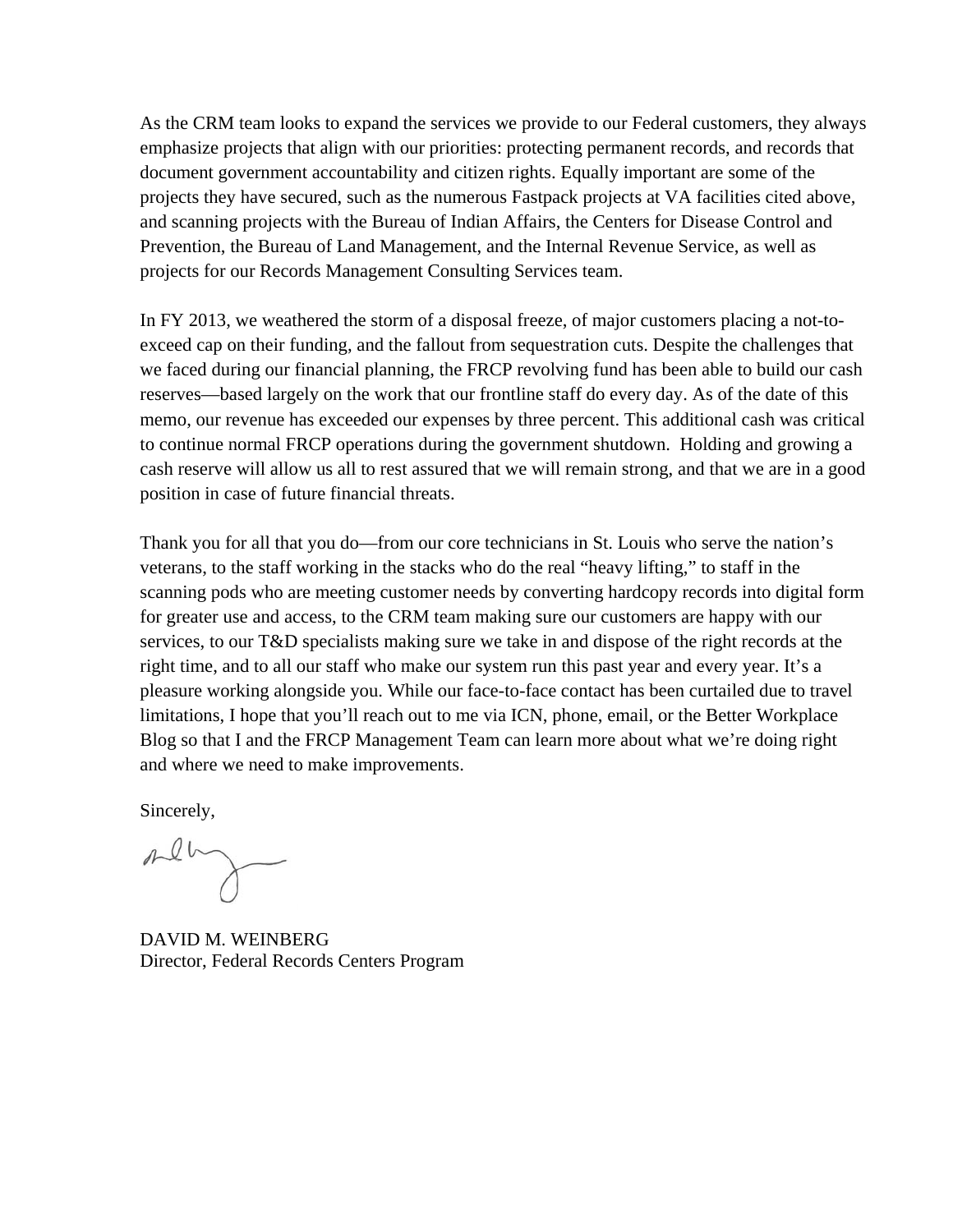As the CRM team looks to expand the services we provide to our Federal customers, they always emphasize projects that align with our priorities: protecting permanent records, and records that document government accountability and citizen rights. Equally important are some of the projects they have secured, such as the numerous Fastpack projects at VA facilities cited above, and scanning projects with the Bureau of Indian Affairs, the Centers for Disease Control and Prevention, the Bureau of Land Management, and the Internal Revenue Service, as well as projects for our Records Management Consulting Services team.

In FY 2013, we weathered the storm of a disposal freeze, of major customers placing a not-to-exceed cap on their funding, and the fallout from sequestration cuts. Despite the challenges that we faced during our financial planning, the FRCP revolving fund has been able to build our cash reserves—based largely on the work that our frontline staff do every day. As of the date of this memo, our revenue has exceeded our expenses by three percent. This additional cash was critical to continue normal FRCP operations during the government shutdown. Holding and growing a cash reserve will allow us all to rest assured that we will remain strong, and that we are in a good position in case of future financial threats.

Thank you for all that you do—from our core technicians in St. Louis who serve the nation's veterans, to the staff working in the stacks who do the real "heavy lifting," to staff in the scanning pods who are meeting customer needs by converting hardcopy records into digital form for greater use and access, to the CRM team making sure our customers are happy with our services, to our T&D specialists making sure we take in and dispose of the right records at the right time, and to all our staff who make our system run this past year and every year. It's a pleasure working alongside you. While our face-to-face contact has been curtailed due to travel limitations, I hope that you'll reach out to me via ICN, phone, email, or the Better Workplace Blog so that I and the FRCP Management Team can learn more about what we're doing right and where we need to make improvements.

Sincerely,

DAVID M. WEINBERG
Director, Federal Records Centers Program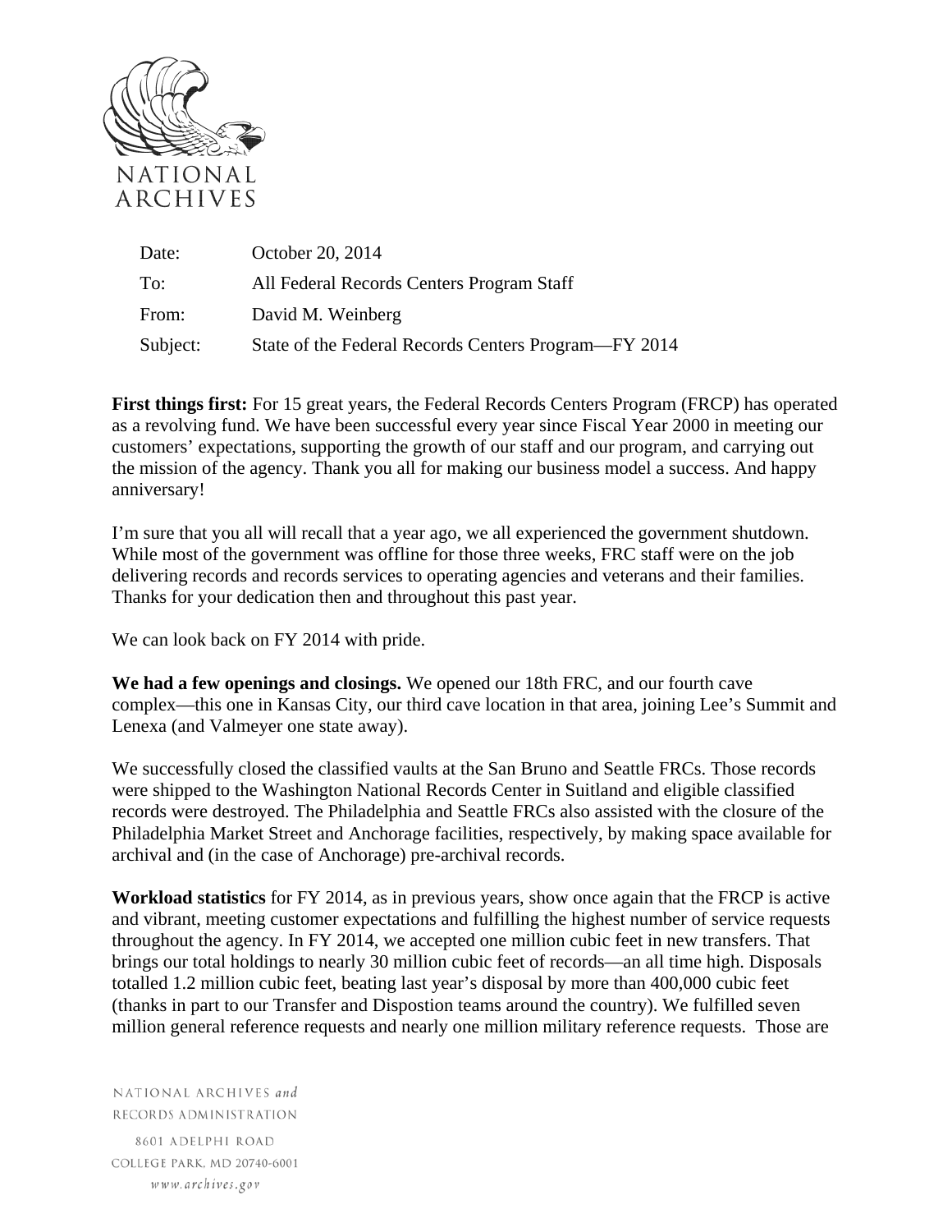NATIONAL ARCHIVES

| | |
|---|---|
| Date: | October 20, 2014 |
| To: | All Federal Records Centers Program Staff |
| From: | David M. Weinberg |
| Subject: | State of the Federal Records Centers Program—FY 2014 |

**First things first:** For 15 great years, the Federal Records Centers Program (FRCP) has operated as a revolving fund. We have been successful every year since Fiscal Year 2000 in meeting our customers' expectations, supporting the growth of our staff and our program, and carrying out the mission of the agency. Thank you all for making our business model a success. And happy anniversary!

I'm sure that you all will recall that a year ago, we all experienced the government shutdown. While most of the government was offline for those three weeks, FRC staff were on the job delivering records and records services to operating agencies and veterans and their families. Thanks for your dedication then and throughout this past year.

We can look back on FY 2014 with pride.

**We had a few openings and closings.** We opened our 18th FRC, and our fourth cave complex—this one in Kansas City, our third cave location in that area, joining Lee's Summit and Lenexa (and Valmeyer one state away).

We successfully closed the classified vaults at the San Bruno and Seattle FRCs. Those records were shipped to the Washington National Records Center in Suitland and eligible classified records were destroyed. The Philadelphia and Seattle FRCs also assisted with the closure of the Philadelphia Market Street and Anchorage facilities, respectively, by making space available for archival and (in the case of Anchorage) pre-archival records.

**Workload statistics** for FY 2014, as in previous years, show once again that the FRCP is active and vibrant, meeting customer expectations and fulfilling the highest number of service requests throughout the agency. In FY 2014, we accepted one million cubic feet in new transfers. That brings our total holdings to nearly 30 million cubic feet of records—an all time high. Disposals totalled 1.2 million cubic feet, beating last year's disposal by more than 400,000 cubic feet (thanks in part to our Transfer and Dispostion teams around the country). We fulfilled seven million general reference requests and nearly one million military reference requests. Those are

NATIONAL ARCHIVES *and* RECORDS ADMINISTRATION
8601 ADELPHI ROAD
COLLEGE PARK, MD 20740-6001
*www.archives.gov*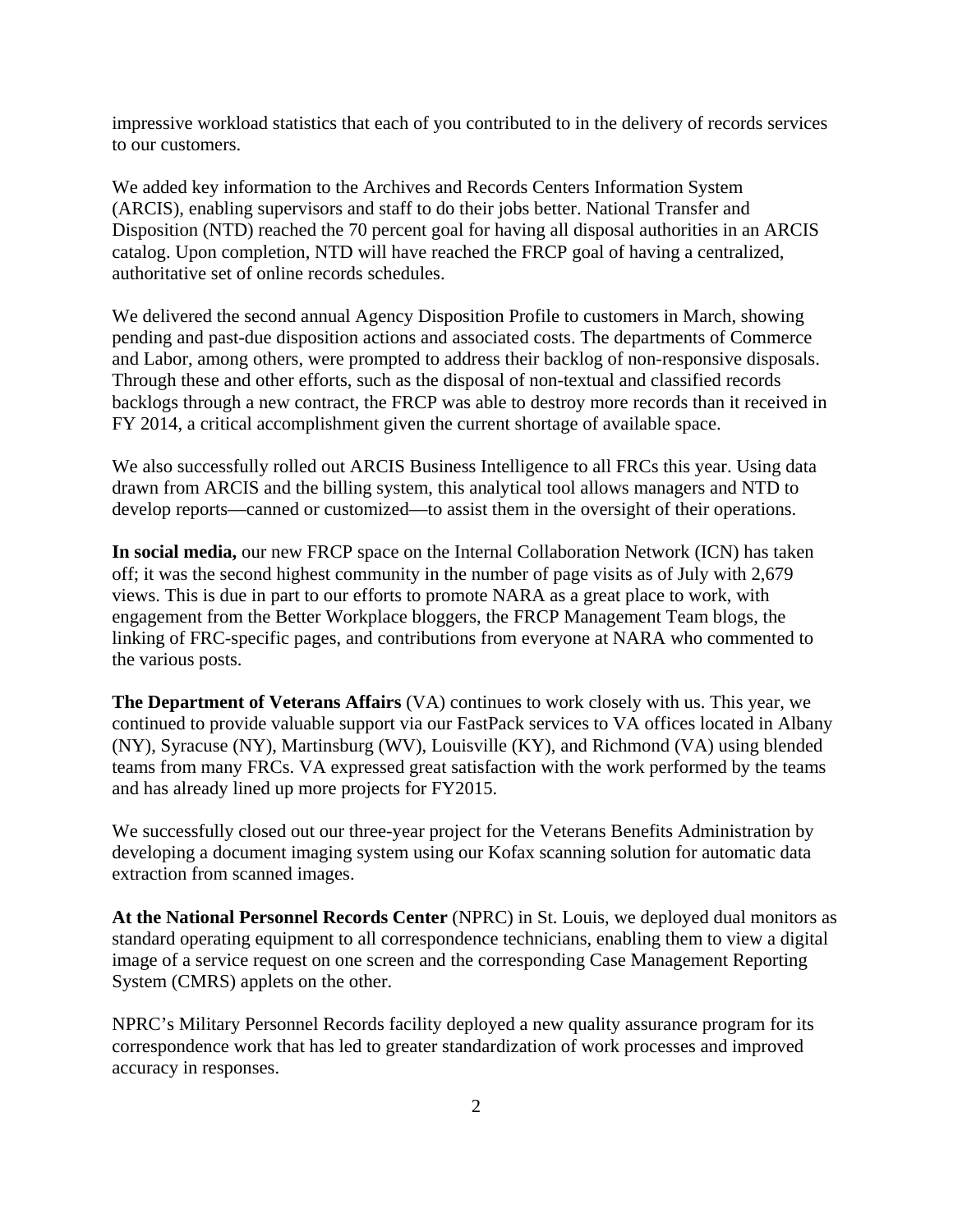impressive workload statistics that each of you contributed to in the delivery of records services to our customers.

We added key information to the Archives and Records Centers Information System (ARCIS), enabling supervisors and staff to do their jobs better. National Transfer and Disposition (NTD) reached the 70 percent goal for having all disposal authorities in an ARCIS catalog. Upon completion, NTD will have reached the FRCP goal of having a centralized, authoritative set of online records schedules.

We delivered the second annual Agency Disposition Profile to customers in March, showing pending and past-due disposition actions and associated costs. The departments of Commerce and Labor, among others, were prompted to address their backlog of non-responsive disposals. Through these and other efforts, such as the disposal of non-textual and classified records backlogs through a new contract, the FRCP was able to destroy more records than it received in FY 2014, a critical accomplishment given the current shortage of available space.

We also successfully rolled out ARCIS Business Intelligence to all FRCs this year. Using data drawn from ARCIS and the billing system, this analytical tool allows managers and NTD to develop reports—canned or customized—to assist them in the oversight of their operations.

**In social media,** our new FRCP space on the Internal Collaboration Network (ICN) has taken off; it was the second highest community in the number of page visits as of July with 2,679 views. This is due in part to our efforts to promote NARA as a great place to work, with engagement from the Better Workplace bloggers, the FRCP Management Team blogs, the linking of FRC-specific pages, and contributions from everyone at NARA who commented to the various posts.

**The Department of Veterans Affairs** (VA) continues to work closely with us. This year, we continued to provide valuable support via our FastPack services to VA offices located in Albany (NY), Syracuse (NY), Martinsburg (WV), Louisville (KY), and Richmond (VA) using blended teams from many FRCs. VA expressed great satisfaction with the work performed by the teams and has already lined up more projects for FY2015.

We successfully closed out our three-year project for the Veterans Benefits Administration by developing a document imaging system using our Kofax scanning solution for automatic data extraction from scanned images.

**At the National Personnel Records Center** (NPRC) in St. Louis, we deployed dual monitors as standard operating equipment to all correspondence technicians, enabling them to view a digital image of a service request on one screen and the corresponding Case Management Reporting System (CMRS) applets on the other.

NPRC's Military Personnel Records facility deployed a new quality assurance program for its correspondence work that has led to greater standardization of work processes and improved accuracy in responses.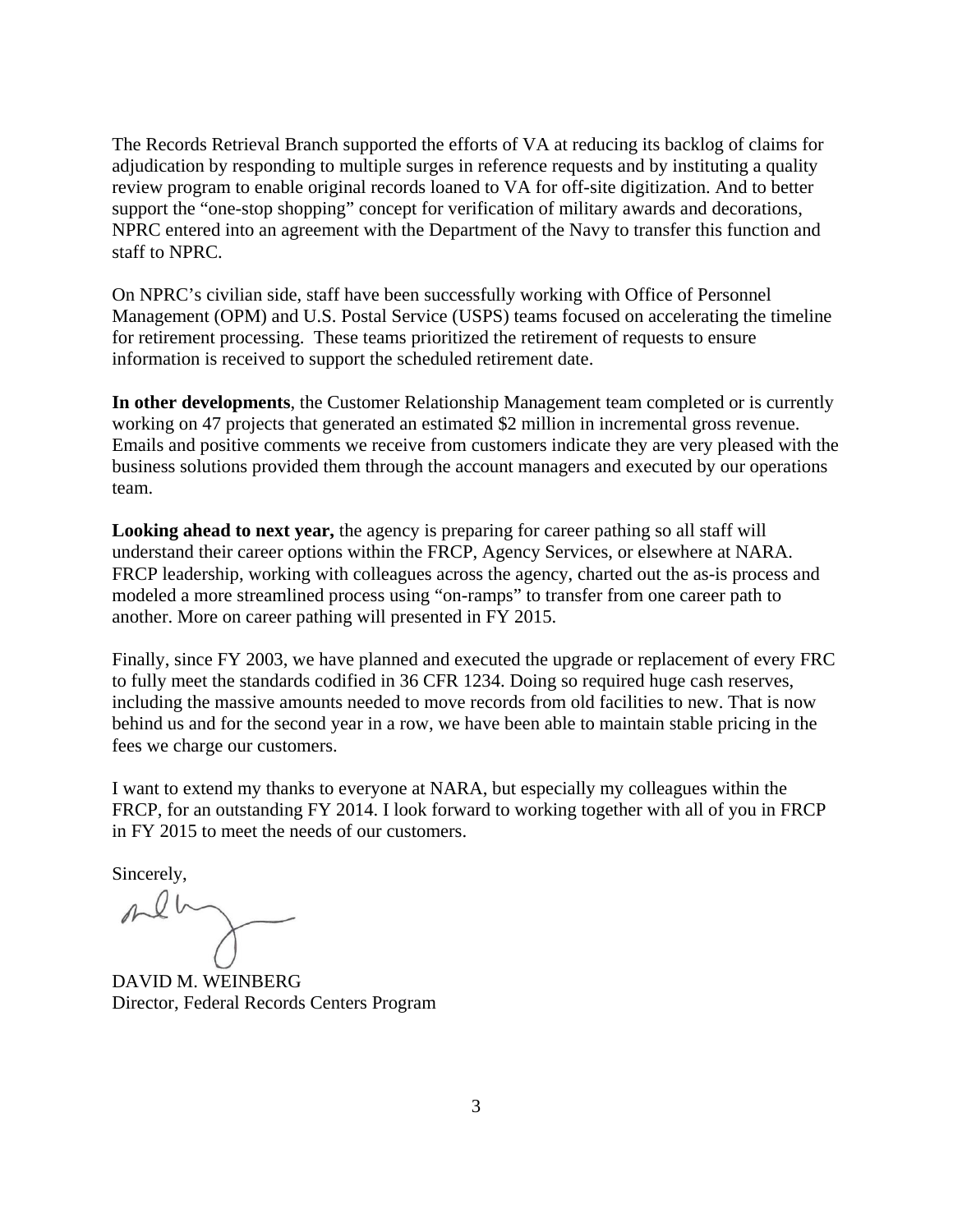The Records Retrieval Branch supported the efforts of VA at reducing its backlog of claims for adjudication by responding to multiple surges in reference requests and by instituting a quality review program to enable original records loaned to VA for off-site digitization. And to better support the "one-stop shopping" concept for verification of military awards and decorations, NPRC entered into an agreement with the Department of the Navy to transfer this function and staff to NPRC.

On NPRC's civilian side, staff have been successfully working with Office of Personnel Management (OPM) and U.S. Postal Service (USPS) teams focused on accelerating the timeline for retirement processing. These teams prioritized the retirement of requests to ensure information is received to support the scheduled retirement date.

**In other developments**, the Customer Relationship Management team completed or is currently working on 47 projects that generated an estimated $2 million in incremental gross revenue. Emails and positive comments we receive from customers indicate they are very pleased with the business solutions provided them through the account managers and executed by our operations team.

**Looking ahead to next year,** the agency is preparing for career pathing so all staff will understand their career options within the FRCP, Agency Services, or elsewhere at NARA. FRCP leadership, working with colleagues across the agency, charted out the as-is process and modeled a more streamlined process using "on-ramps" to transfer from one career path to another. More on career pathing will presented in FY 2015.

Finally, since FY 2003, we have planned and executed the upgrade or replacement of every FRC to fully meet the standards codified in 36 CFR 1234. Doing so required huge cash reserves, including the massive amounts needed to move records from old facilities to new. That is now behind us and for the second year in a row, we have been able to maintain stable pricing in the fees we charge our customers.

I want to extend my thanks to everyone at NARA, but especially my colleagues within the FRCP, for an outstanding FY 2014. I look forward to working together with all of you in FRCP in FY 2015 to meet the needs of our customers.

Sincerely,

DAVID M. WEINBERG
Director, Federal Records Centers Program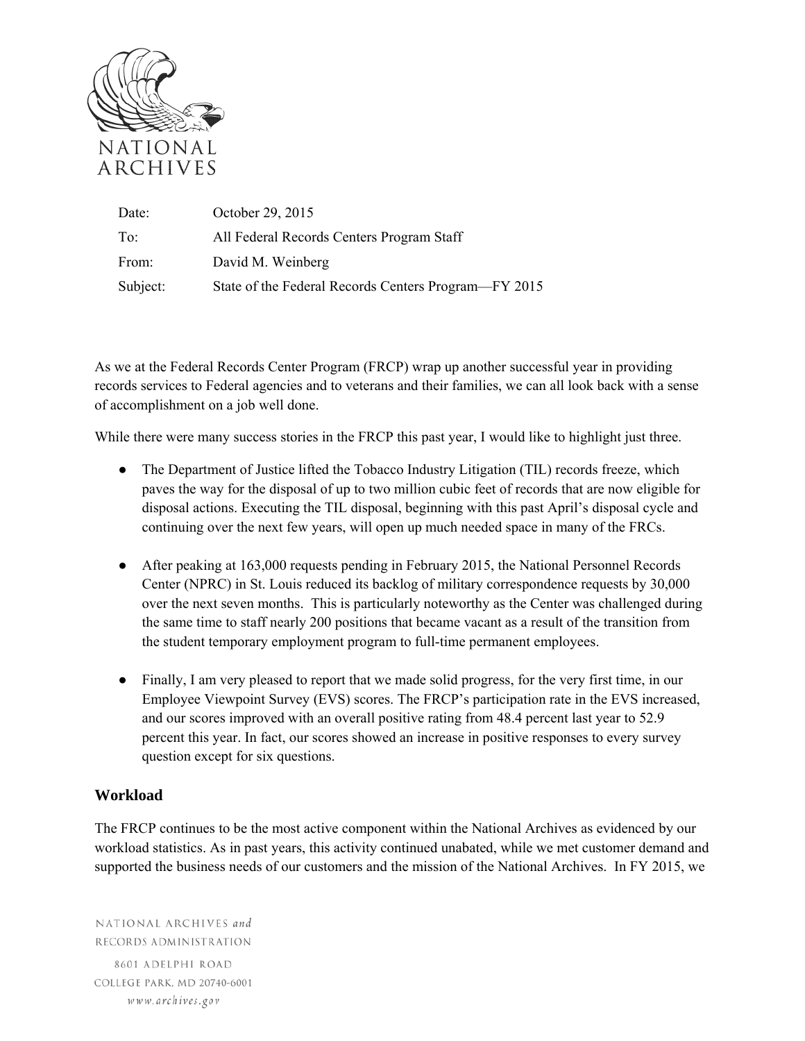NATIONAL ARCHIVES

| | |
|---|---|
| Date: | October 29, 2015 |
| To: | All Federal Records Centers Program Staff |
| From: | David M. Weinberg |
| Subject: | State of the Federal Records Centers Program—FY 2015 |

As we at the Federal Records Center Program (FRCP) wrap up another successful year in providing records services to Federal agencies and to veterans and their families, we can all look back with a sense of accomplishment on a job well done.

While there were many success stories in the FRCP this past year, I would like to highlight just three.

- The Department of Justice lifted the Tobacco Industry Litigation (TIL) records freeze, which paves the way for the disposal of up to two million cubic feet of records that are now eligible for disposal actions. Executing the TIL disposal, beginning with this past April's disposal cycle and continuing over the next few years, will open up much needed space in many of the FRCs.

- After peaking at 163,000 requests pending in February 2015, the National Personnel Records Center (NPRC) in St. Louis reduced its backlog of military correspondence requests by 30,000 over the next seven months. This is particularly noteworthy as the Center was challenged during the same time to staff nearly 200 positions that became vacant as a result of the transition from the student temporary employment program to full-time permanent employees.

- Finally, I am very pleased to report that we made solid progress, for the very first time, in our Employee Viewpoint Survey (EVS) scores. The FRCP's participation rate in the EVS increased, and our scores improved with an overall positive rating from 48.4 percent last year to 52.9 percent this year. In fact, our scores showed an increase in positive responses to every survey question except for six questions.

### Workload

The FRCP continues to be the most active component within the National Archives as evidenced by our workload statistics. As in past years, this activity continued unabated, while we met customer demand and supported the business needs of our customers and the mission of the National Archives. In FY 2015, we

NATIONAL ARCHIVES *and* RECORDS ADMINISTRATION
8601 ADELPHI ROAD
COLLEGE PARK, MD 20740-6001
*www.archives.gov*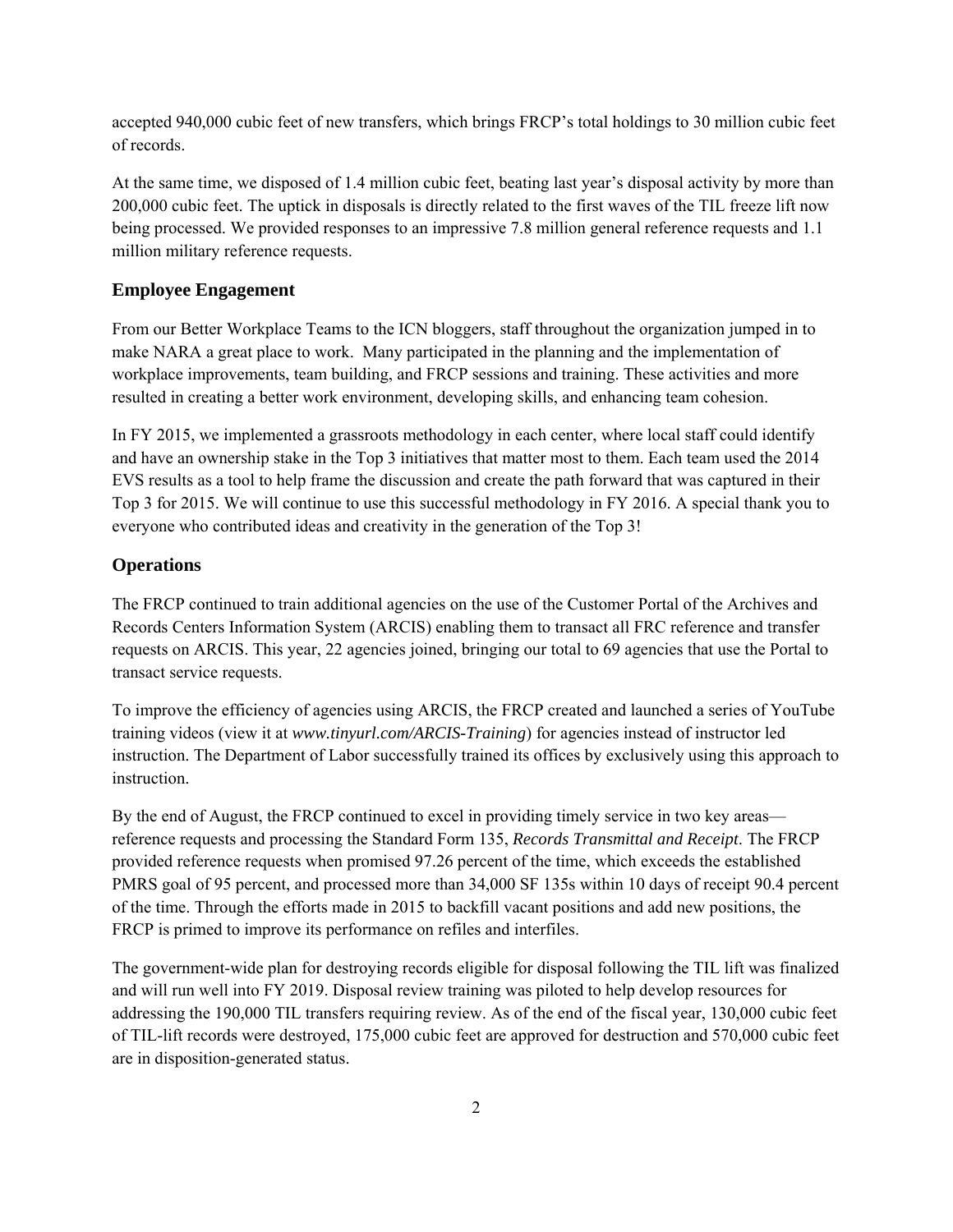accepted 940,000 cubic feet of new transfers, which brings FRCP's total holdings to 30 million cubic feet of records.

At the same time, we disposed of 1.4 million cubic feet, beating last year's disposal activity by more than 200,000 cubic feet. The uptick in disposals is directly related to the first waves of the TIL freeze lift now being processed. We provided responses to an impressive 7.8 million general reference requests and 1.1 million military reference requests.

## Employee Engagement

From our Better Workplace Teams to the ICN bloggers, staff throughout the organization jumped in to make NARA a great place to work. Many participated in the planning and the implementation of workplace improvements, team building, and FRCP sessions and training. These activities and more resulted in creating a better work environment, developing skills, and enhancing team cohesion.

In FY 2015, we implemented a grassroots methodology in each center, where local staff could identify and have an ownership stake in the Top 3 initiatives that matter most to them. Each team used the 2014 EVS results as a tool to help frame the discussion and create the path forward that was captured in their Top 3 for 2015. We will continue to use this successful methodology in FY 2016. A special thank you to everyone who contributed ideas and creativity in the generation of the Top 3!

## Operations

The FRCP continued to train additional agencies on the use of the Customer Portal of the Archives and Records Centers Information System (ARCIS) enabling them to transact all FRC reference and transfer requests on ARCIS. This year, 22 agencies joined, bringing our total to 69 agencies that use the Portal to transact service requests.

To improve the efficiency of agencies using ARCIS, the FRCP created and launched a series of YouTube training videos (view it at *www.tinyurl.com/ARCIS-Training*) for agencies instead of instructor led instruction. The Department of Labor successfully trained its offices by exclusively using this approach to instruction.

By the end of August, the FRCP continued to excel in providing timely service in two key areas—reference requests and processing the Standard Form 135, *Records Transmittal and Receipt*. The FRCP provided reference requests when promised 97.26 percent of the time, which exceeds the established PMRS goal of 95 percent, and processed more than 34,000 SF 135s within 10 days of receipt 90.4 percent of the time. Through the efforts made in 2015 to backfill vacant positions and add new positions, the FRCP is primed to improve its performance on refiles and interfiles.

The government-wide plan for destroying records eligible for disposal following the TIL lift was finalized and will run well into FY 2019. Disposal review training was piloted to help develop resources for addressing the 190,000 TIL transfers requiring review. As of the end of the fiscal year, 130,000 cubic feet of TIL-lift records were destroyed, 175,000 cubic feet are approved for destruction and 570,000 cubic feet are in disposition-generated status.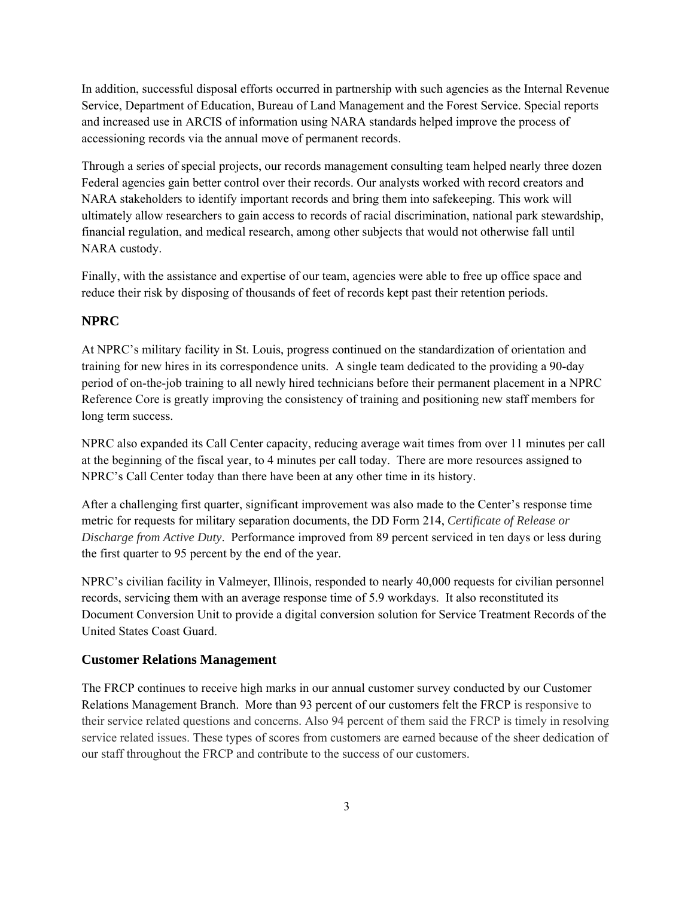In addition, successful disposal efforts occurred in partnership with such agencies as the Internal Revenue Service, Department of Education, Bureau of Land Management and the Forest Service. Special reports and increased use in ARCIS of information using NARA standards helped improve the process of accessioning records via the annual move of permanent records.

Through a series of special projects, our records management consulting team helped nearly three dozen Federal agencies gain better control over their records. Our analysts worked with record creators and NARA stakeholders to identify important records and bring them into safekeeping. This work will ultimately allow researchers to gain access to records of racial discrimination, national park stewardship, financial regulation, and medical research, among other subjects that would not otherwise fall until NARA custody.

Finally, with the assistance and expertise of our team, agencies were able to free up office space and reduce their risk by disposing of thousands of feet of records kept past their retention periods.

### NPRC

At NPRC's military facility in St. Louis, progress continued on the standardization of orientation and training for new hires in its correspondence units. A single team dedicated to the providing a 90-day period of on-the-job training to all newly hired technicians before their permanent placement in a NPRC Reference Core is greatly improving the consistency of training and positioning new staff members for long term success.

NPRC also expanded its Call Center capacity, reducing average wait times from over 11 minutes per call at the beginning of the fiscal year, to 4 minutes per call today. There are more resources assigned to NPRC's Call Center today than there have been at any other time in its history.

After a challenging first quarter, significant improvement was also made to the Center's response time metric for requests for military separation documents, the DD Form 214, *Certificate of Release or Discharge from Active Duty*. Performance improved from 89 percent serviced in ten days or less during the first quarter to 95 percent by the end of the year.

NPRC's civilian facility in Valmeyer, Illinois, responded to nearly 40,000 requests for civilian personnel records, servicing them with an average response time of 5.9 workdays. It also reconstituted its Document Conversion Unit to provide a digital conversion solution for Service Treatment Records of the United States Coast Guard.

### Customer Relations Management

The FRCP continues to receive high marks in our annual customer survey conducted by our Customer Relations Management Branch. More than 93 percent of our customers felt the FRCP is responsive to their service related questions and concerns. Also 94 percent of them said the FRCP is timely in resolving service related issues. These types of scores from customers are earned because of the sheer dedication of our staff throughout the FRCP and contribute to the success of our customers.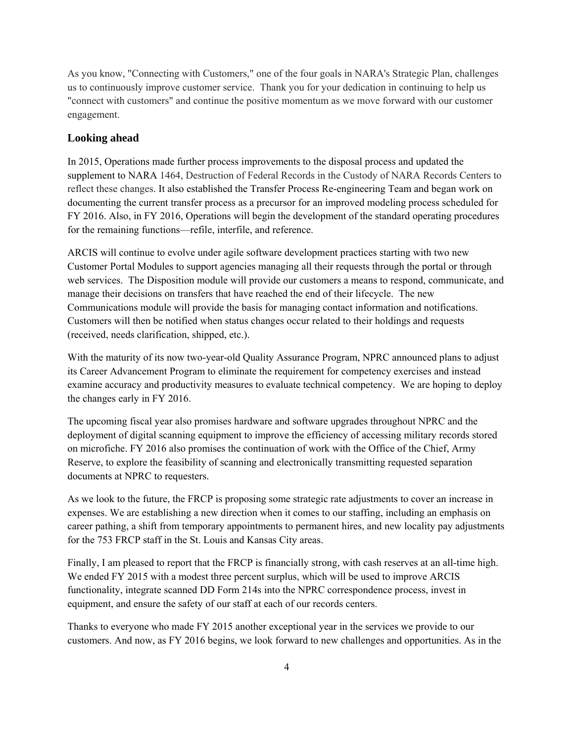As you know, "Connecting with Customers," one of the four goals in NARA's Strategic Plan, challenges us to continuously improve customer service. Thank you for your dedication in continuing to help us "connect with customers" and continue the positive momentum as we move forward with our customer engagement.

## Looking ahead

In 2015, Operations made further process improvements to the disposal process and updated the supplement to NARA 1464, Destruction of Federal Records in the Custody of NARA Records Centers to reflect these changes. It also established the Transfer Process Re-engineering Team and began work on documenting the current transfer process as a precursor for an improved modeling process scheduled for FY 2016. Also, in FY 2016, Operations will begin the development of the standard operating procedures for the remaining functions—refile, interfile, and reference.

ARCIS will continue to evolve under agile software development practices starting with two new Customer Portal Modules to support agencies managing all their requests through the portal or through web services. The Disposition module will provide our customers a means to respond, communicate, and manage their decisions on transfers that have reached the end of their lifecycle. The new Communications module will provide the basis for managing contact information and notifications. Customers will then be notified when status changes occur related to their holdings and requests (received, needs clarification, shipped, etc.).

With the maturity of its now two-year-old Quality Assurance Program, NPRC announced plans to adjust its Career Advancement Program to eliminate the requirement for competency exercises and instead examine accuracy and productivity measures to evaluate technical competency. We are hoping to deploy the changes early in FY 2016.

The upcoming fiscal year also promises hardware and software upgrades throughout NPRC and the deployment of digital scanning equipment to improve the efficiency of accessing military records stored on microfiche. FY 2016 also promises the continuation of work with the Office of the Chief, Army Reserve, to explore the feasibility of scanning and electronically transmitting requested separation documents at NPRC to requesters.

As we look to the future, the FRCP is proposing some strategic rate adjustments to cover an increase in expenses. We are establishing a new direction when it comes to our staffing, including an emphasis on career pathing, a shift from temporary appointments to permanent hires, and new locality pay adjustments for the 753 FRCP staff in the St. Louis and Kansas City areas.

Finally, I am pleased to report that the FRCP is financially strong, with cash reserves at an all-time high. We ended FY 2015 with a modest three percent surplus, which will be used to improve ARCIS functionality, integrate scanned DD Form 214s into the NPRC correspondence process, invest in equipment, and ensure the safety of our staff at each of our records centers.

Thanks to everyone who made FY 2015 another exceptional year in the services we provide to our customers. And now, as FY 2016 begins, we look forward to new challenges and opportunities. As in the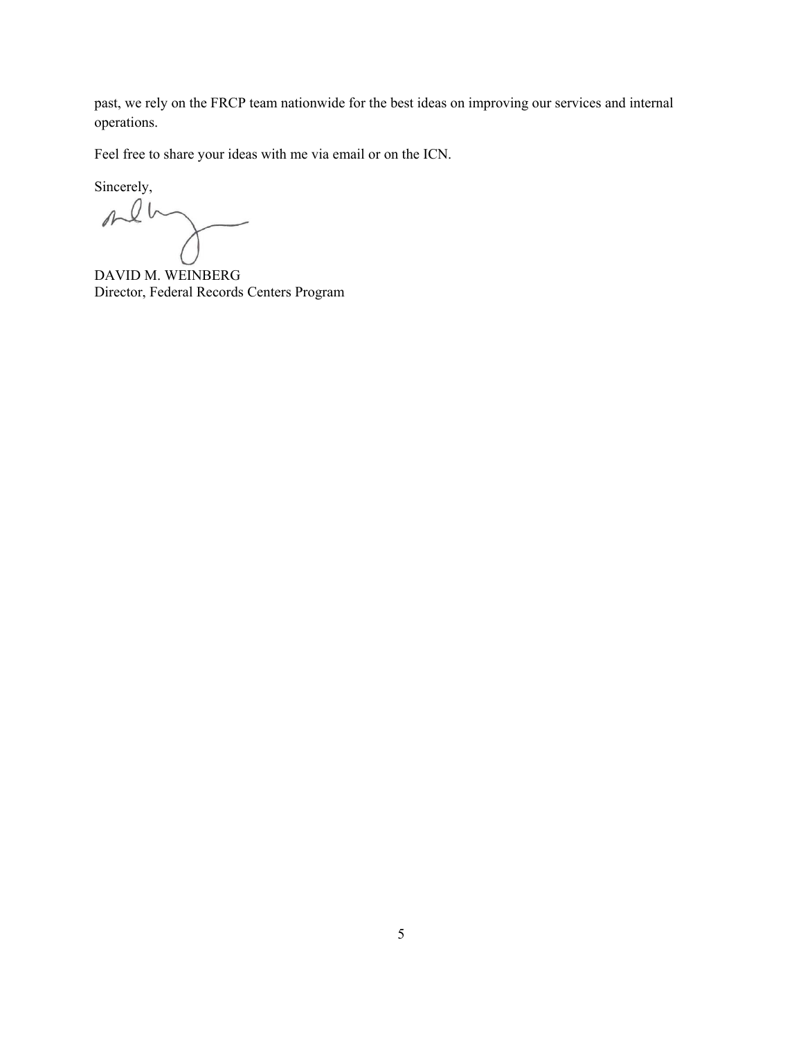past, we rely on the FRCP team nationwide for the best ideas on improving our services and internal operations.

Feel free to share your ideas with me via email or on the ICN.

Sincerely,

DAVID M. WEINBERG
Director, Federal Records Centers Program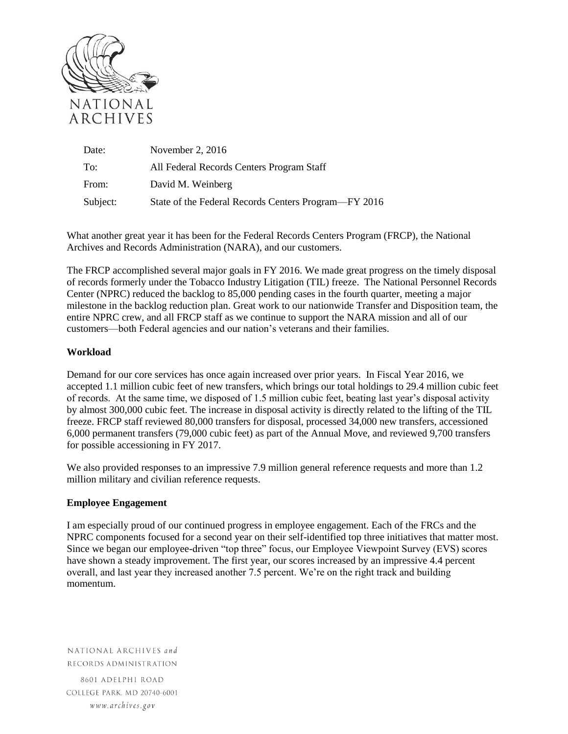NATIONAL ARCHIVES

| | |
|---|---|
| Date: | November 2, 2016 |
| To: | All Federal Records Centers Program Staff |
| From: | David M. Weinberg |
| Subject: | State of the Federal Records Centers Program—FY 2016 |

What another great year it has been for the Federal Records Centers Program (FRCP), the National Archives and Records Administration (NARA), and our customers.

The FRCP accomplished several major goals in FY 2016. We made great progress on the timely disposal of records formerly under the Tobacco Industry Litigation (TIL) freeze. The National Personnel Records Center (NPRC) reduced the backlog to 85,000 pending cases in the fourth quarter, meeting a major milestone in the backlog reduction plan. Great work to our nationwide Transfer and Disposition team, the entire NPRC crew, and all FRCP staff as we continue to support the NARA mission and all of our customers—both Federal agencies and our nation's veterans and their families.

**Workload**

Demand for our core services has once again increased over prior years. In Fiscal Year 2016, we accepted 1.1 million cubic feet of new transfers, which brings our total holdings to 29.4 million cubic feet of records. At the same time, we disposed of 1.5 million cubic feet, beating last year's disposal activity by almost 300,000 cubic feet. The increase in disposal activity is directly related to the lifting of the TIL freeze. FRCP staff reviewed 80,000 transfers for disposal, processed 34,000 new transfers, accessioned 6,000 permanent transfers (79,000 cubic feet) as part of the Annual Move, and reviewed 9,700 transfers for possible accessioning in FY 2017.

We also provided responses to an impressive 7.9 million general reference requests and more than 1.2 million military and civilian reference requests.

**Employee Engagement**

I am especially proud of our continued progress in employee engagement. Each of the FRCs and the NPRC components focused for a second year on their self-identified top three initiatives that matter most. Since we began our employee-driven "top three" focus, our Employee Viewpoint Survey (EVS) scores have shown a steady improvement. The first year, our scores increased by an impressive 4.4 percent overall, and last year they increased another 7.5 percent. We're on the right track and building momentum.

NATIONAL ARCHIVES *and* RECORDS ADMINISTRATION

8601 ADELPHI ROAD
COLLEGE PARK, MD 20740-6001
*www.archives.gov*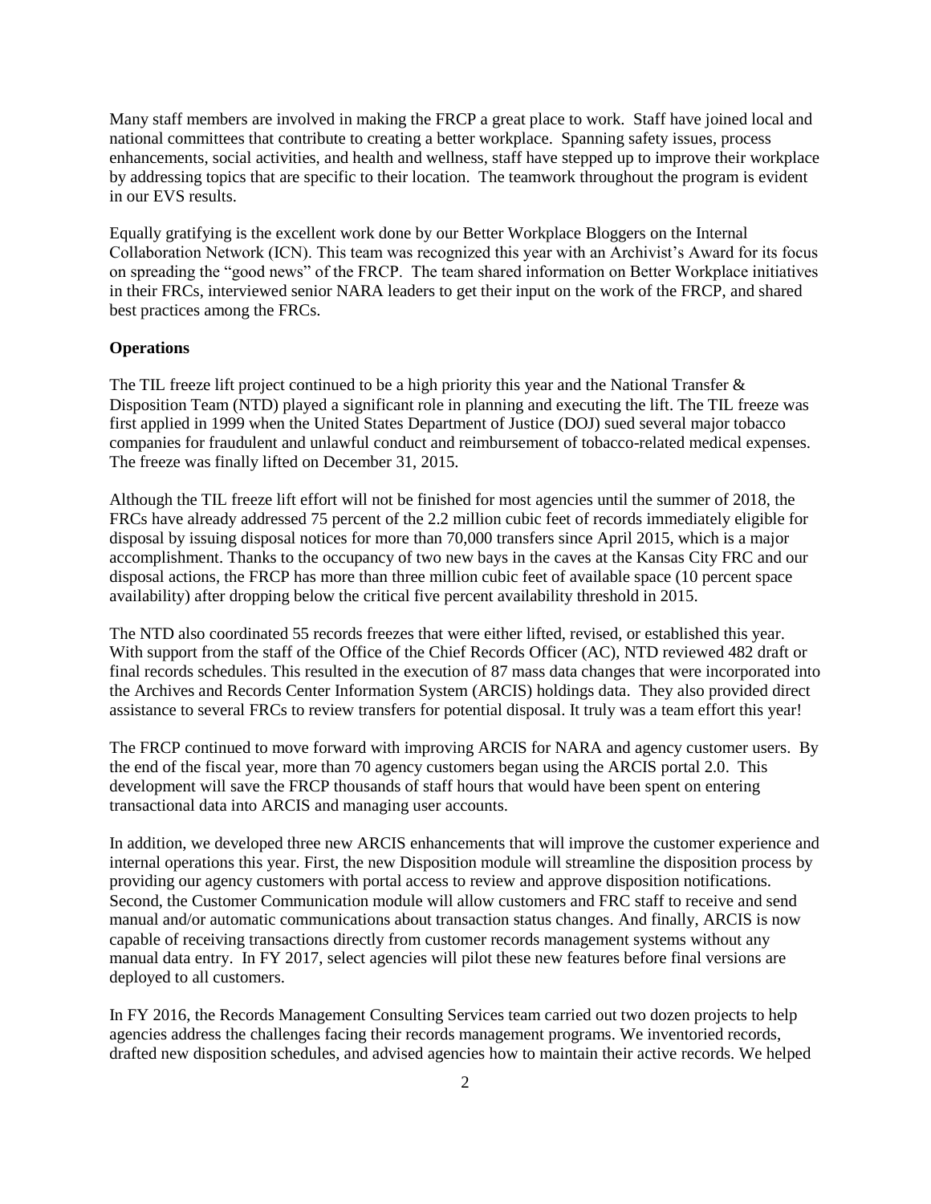Many staff members are involved in making the FRCP a great place to work. Staff have joined local and national committees that contribute to creating a better workplace. Spanning safety issues, process enhancements, social activities, and health and wellness, staff have stepped up to improve their workplace by addressing topics that are specific to their location. The teamwork throughout the program is evident in our EVS results.

Equally gratifying is the excellent work done by our Better Workplace Bloggers on the Internal Collaboration Network (ICN). This team was recognized this year with an Archivist's Award for its focus on spreading the "good news" of the FRCP. The team shared information on Better Workplace initiatives in their FRCs, interviewed senior NARA leaders to get their input on the work of the FRCP, and shared best practices among the FRCs.

**Operations**

The TIL freeze lift project continued to be a high priority this year and the National Transfer & Disposition Team (NTD) played a significant role in planning and executing the lift. The TIL freeze was first applied in 1999 when the United States Department of Justice (DOJ) sued several major tobacco companies for fraudulent and unlawful conduct and reimbursement of tobacco-related medical expenses. The freeze was finally lifted on December 31, 2015.

Although the TIL freeze lift effort will not be finished for most agencies until the summer of 2018, the FRCs have already addressed 75 percent of the 2.2 million cubic feet of records immediately eligible for disposal by issuing disposal notices for more than 70,000 transfers since April 2015, which is a major accomplishment. Thanks to the occupancy of two new bays in the caves at the Kansas City FRC and our disposal actions, the FRCP has more than three million cubic feet of available space (10 percent space availability) after dropping below the critical five percent availability threshold in 2015.

The NTD also coordinated 55 records freezes that were either lifted, revised, or established this year. With support from the staff of the Office of the Chief Records Officer (AC), NTD reviewed 482 draft or final records schedules. This resulted in the execution of 87 mass data changes that were incorporated into the Archives and Records Center Information System (ARCIS) holdings data. They also provided direct assistance to several FRCs to review transfers for potential disposal. It truly was a team effort this year!

The FRCP continued to move forward with improving ARCIS for NARA and agency customer users. By the end of the fiscal year, more than 70 agency customers began using the ARCIS portal 2.0. This development will save the FRCP thousands of staff hours that would have been spent on entering transactional data into ARCIS and managing user accounts.

In addition, we developed three new ARCIS enhancements that will improve the customer experience and internal operations this year. First, the new Disposition module will streamline the disposition process by providing our agency customers with portal access to review and approve disposition notifications. Second, the Customer Communication module will allow customers and FRC staff to receive and send manual and/or automatic communications about transaction status changes. And finally, ARCIS is now capable of receiving transactions directly from customer records management systems without any manual data entry. In FY 2017, select agencies will pilot these new features before final versions are deployed to all customers.

In FY 2016, the Records Management Consulting Services team carried out two dozen projects to help agencies address the challenges facing their records management programs. We inventoried records, drafted new disposition schedules, and advised agencies how to maintain their active records. We helped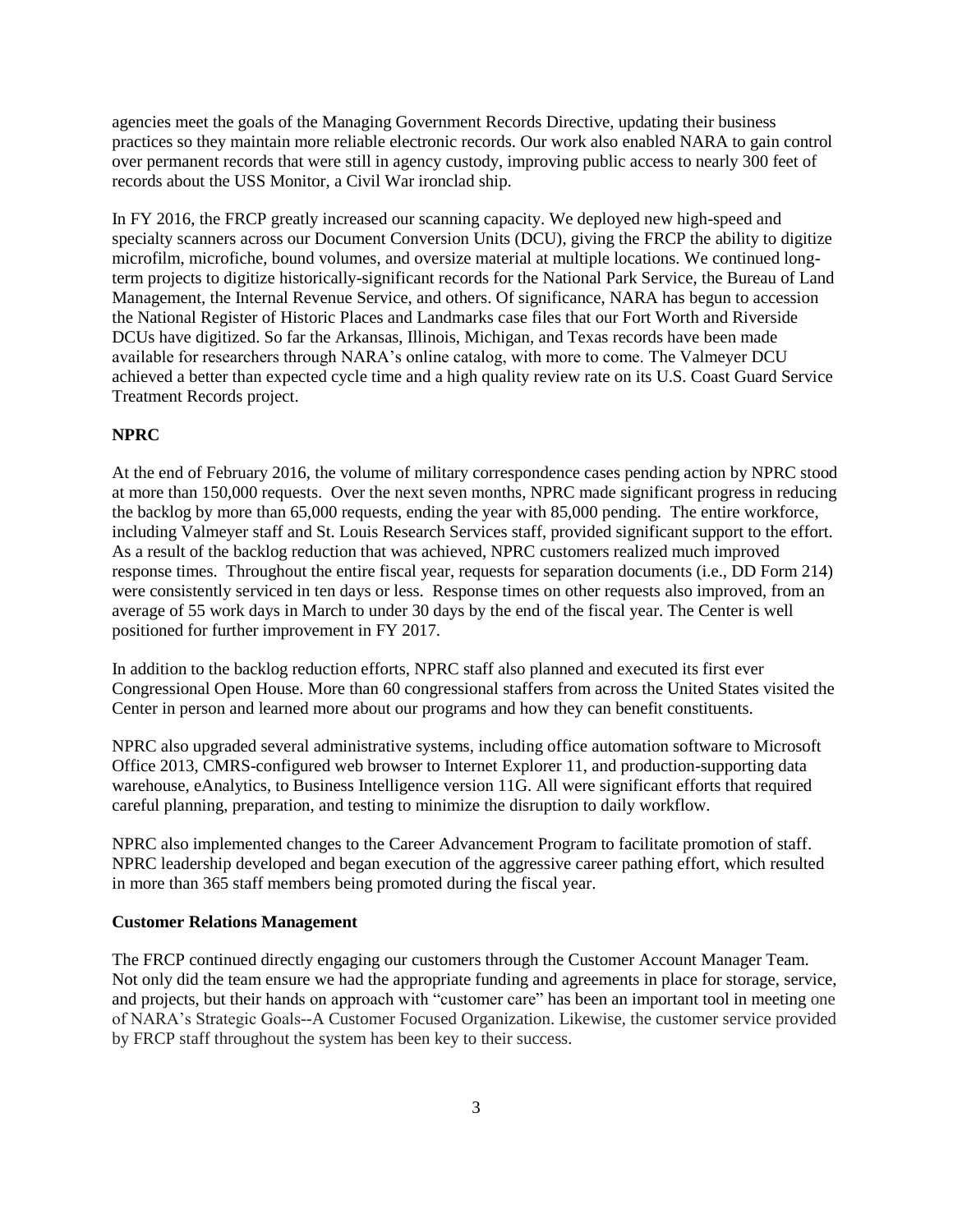agencies meet the goals of the Managing Government Records Directive, updating their business practices so they maintain more reliable electronic records. Our work also enabled NARA to gain control over permanent records that were still in agency custody, improving public access to nearly 300 feet of records about the USS Monitor, a Civil War ironclad ship.

In FY 2016, the FRCP greatly increased our scanning capacity. We deployed new high-speed and specialty scanners across our Document Conversion Units (DCU), giving the FRCP the ability to digitize microfilm, microfiche, bound volumes, and oversize material at multiple locations. We continued long-term projects to digitize historically-significant records for the National Park Service, the Bureau of Land Management, the Internal Revenue Service, and others. Of significance, NARA has begun to accession the National Register of Historic Places and Landmarks case files that our Fort Worth and Riverside DCUs have digitized. So far the Arkansas, Illinois, Michigan, and Texas records have been made available for researchers through NARA's online catalog, with more to come. The Valmeyer DCU achieved a better than expected cycle time and a high quality review rate on its U.S. Coast Guard Service Treatment Records project.

**NPRC**

At the end of February 2016, the volume of military correspondence cases pending action by NPRC stood at more than 150,000 requests. Over the next seven months, NPRC made significant progress in reducing the backlog by more than 65,000 requests, ending the year with 85,000 pending. The entire workforce, including Valmeyer staff and St. Louis Research Services staff, provided significant support to the effort. As a result of the backlog reduction that was achieved, NPRC customers realized much improved response times. Throughout the entire fiscal year, requests for separation documents (i.e., DD Form 214) were consistently serviced in ten days or less. Response times on other requests also improved, from an average of 55 work days in March to under 30 days by the end of the fiscal year. The Center is well positioned for further improvement in FY 2017.

In addition to the backlog reduction efforts, NPRC staff also planned and executed its first ever Congressional Open House. More than 60 congressional staffers from across the United States visited the Center in person and learned more about our programs and how they can benefit constituents.

NPRC also upgraded several administrative systems, including office automation software to Microsoft Office 2013, CMRS-configured web browser to Internet Explorer 11, and production-supporting data warehouse, eAnalytics, to Business Intelligence version 11G. All were significant efforts that required careful planning, preparation, and testing to minimize the disruption to daily workflow.

NPRC also implemented changes to the Career Advancement Program to facilitate promotion of staff. NPRC leadership developed and began execution of the aggressive career pathing effort, which resulted in more than 365 staff members being promoted during the fiscal year.

**Customer Relations Management**

The FRCP continued directly engaging our customers through the Customer Account Manager Team. Not only did the team ensure we had the appropriate funding and agreements in place for storage, service, and projects, but their hands on approach with "customer care" has been an important tool in meeting one of NARA's Strategic Goals--A Customer Focused Organization. Likewise, the customer service provided by FRCP staff throughout the system has been key to their success.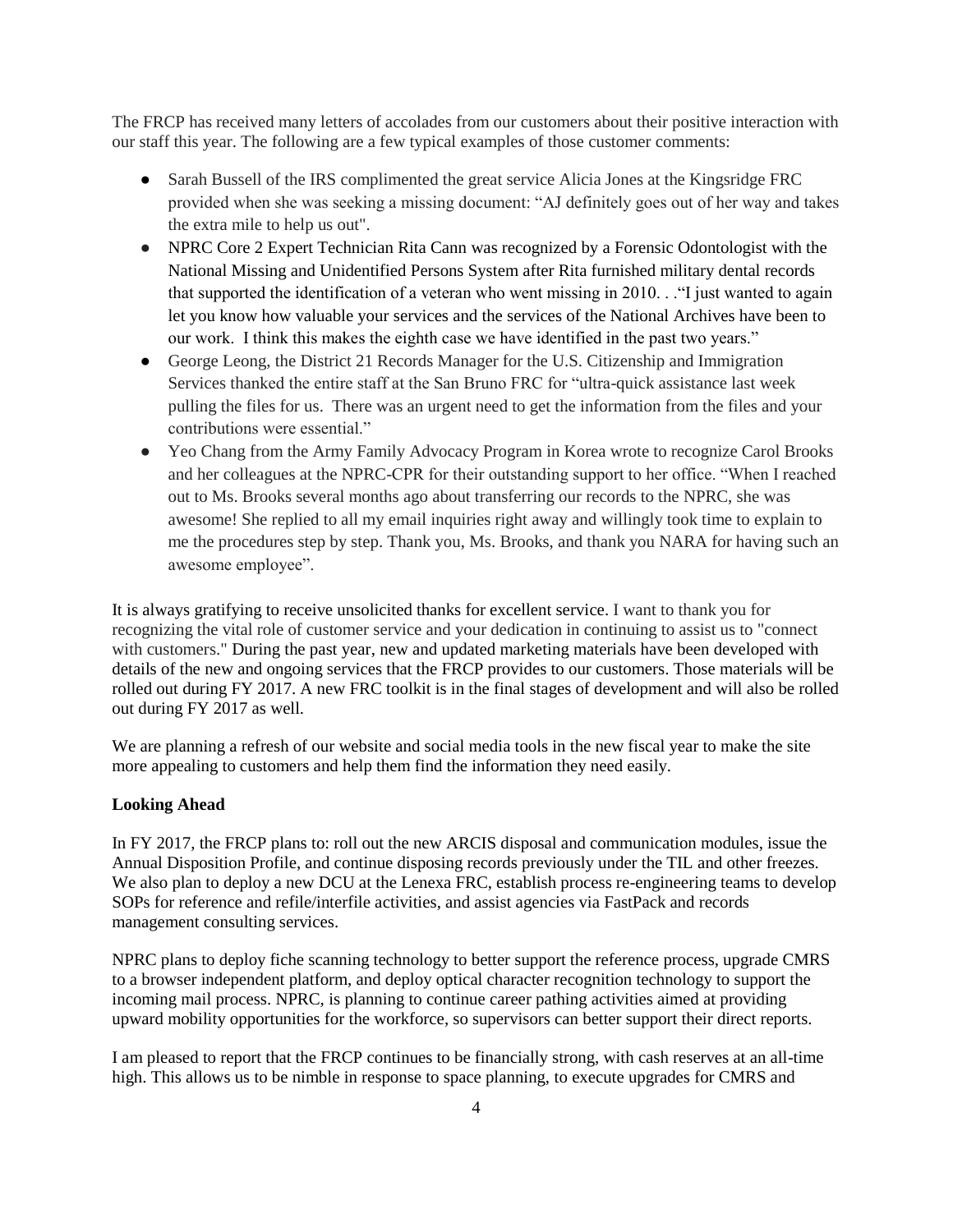The FRCP has received many letters of accolades from our customers about their positive interaction with our staff this year. The following are a few typical examples of those customer comments:

- Sarah Bussell of the IRS complimented the great service Alicia Jones at the Kingsridge FRC provided when she was seeking a missing document: "AJ definitely goes out of her way and takes the extra mile to help us out".
- NPRC Core 2 Expert Technician Rita Cann was recognized by a Forensic Odontologist with the National Missing and Unidentified Persons System after Rita furnished military dental records that supported the identification of a veteran who went missing in 2010. . ."I just wanted to again let you know how valuable your services and the services of the National Archives have been to our work. I think this makes the eighth case we have identified in the past two years."
- George Leong, the District 21 Records Manager for the U.S. Citizenship and Immigration Services thanked the entire staff at the San Bruno FRC for "ultra-quick assistance last week pulling the files for us. There was an urgent need to get the information from the files and your contributions were essential."
- Yeo Chang from the Army Family Advocacy Program in Korea wrote to recognize Carol Brooks and her colleagues at the NPRC-CPR for their outstanding support to her office. "When I reached out to Ms. Brooks several months ago about transferring our records to the NPRC, she was awesome! She replied to all my email inquiries right away and willingly took time to explain to me the procedures step by step. Thank you, Ms. Brooks, and thank you NARA for having such an awesome employee".

It is always gratifying to receive unsolicited thanks for excellent service. I want to thank you for recognizing the vital role of customer service and your dedication in continuing to assist us to "connect with customers." During the past year, new and updated marketing materials have been developed with details of the new and ongoing services that the FRCP provides to our customers. Those materials will be rolled out during FY 2017. A new FRC toolkit is in the final stages of development and will also be rolled out during FY 2017 as well.

We are planning a refresh of our website and social media tools in the new fiscal year to make the site more appealing to customers and help them find the information they need easily.

**Looking Ahead**

In FY 2017, the FRCP plans to: roll out the new ARCIS disposal and communication modules, issue the Annual Disposition Profile, and continue disposing records previously under the TIL and other freezes. We also plan to deploy a new DCU at the Lenexa FRC, establish process re-engineering teams to develop SOPs for reference and refile/interfile activities, and assist agencies via FastPack and records management consulting services.

NPRC plans to deploy fiche scanning technology to better support the reference process, upgrade CMRS to a browser independent platform, and deploy optical character recognition technology to support the incoming mail process. NPRC, is planning to continue career pathing activities aimed at providing upward mobility opportunities for the workforce, so supervisors can better support their direct reports.

I am pleased to report that the FRCP continues to be financially strong, with cash reserves at an all-time high. This allows us to be nimble in response to space planning, to execute upgrades for CMRS and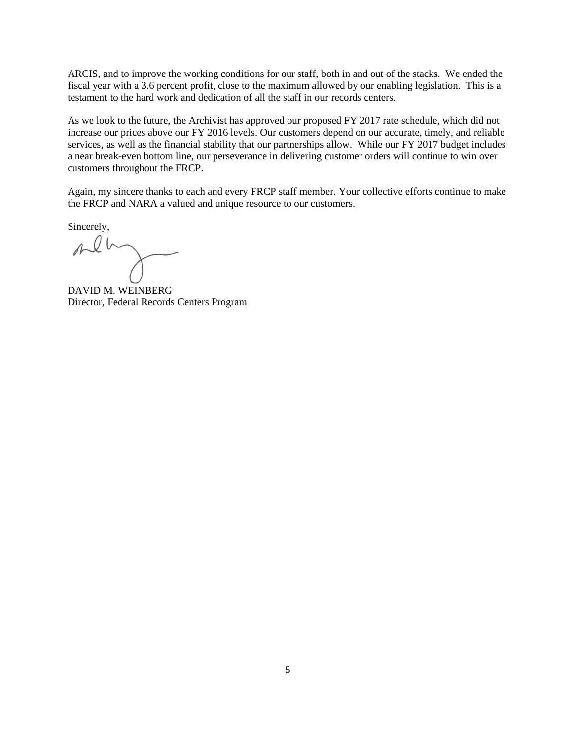ARCIS, and to improve the working conditions for our staff, both in and out of the stacks. We ended the fiscal year with a 3.6 percent profit, close to the maximum allowed by our enabling legislation. This is a testament to the hard work and dedication of all the staff in our records centers.

As we look to the future, the Archivist has approved our proposed FY 2017 rate schedule, which did not increase our prices above our FY 2016 levels. Our customers depend on our accurate, timely, and reliable services, as well as the financial stability that our partnerships allow. While our FY 2017 budget includes a near break-even bottom line, our perseverance in delivering customer orders will continue to win over customers throughout the FRCP.

Again, my sincere thanks to each and every FRCP staff member. Your collective efforts continue to make the FRCP and NARA a valued and unique resource to our customers.

Sincerely,

DAVID M. WEINBERG  
Director, Federal Records Centers Program